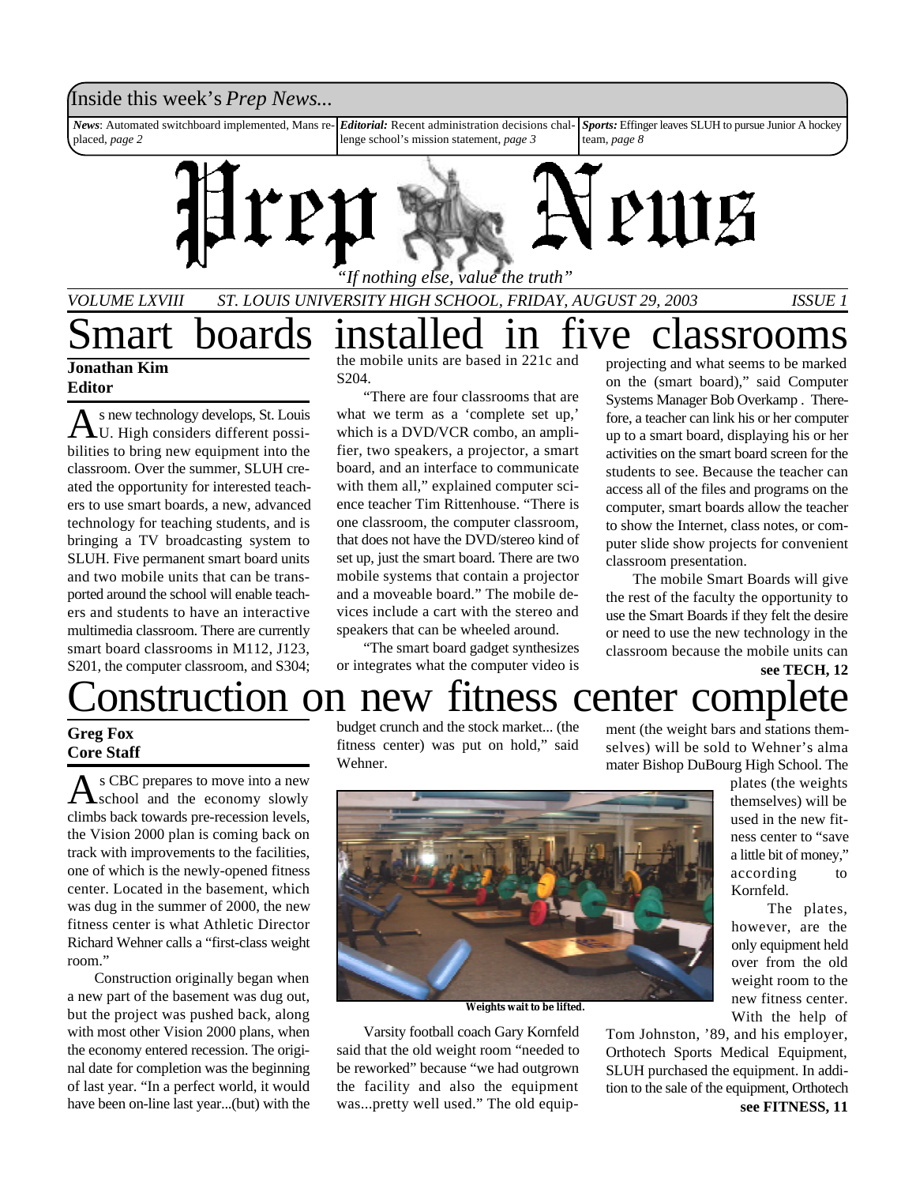Inside this week's *Prep News...*

***News***: Automated switchboard implemented, Mans replaced, *page 2*

***Editorial:*** Recent administration decisions challenge school's mission statement, *page 3*

***Sports:*** Effinger leaves SLUH to pursue Junior A hockey team, *page 8*

# Prep News

*"If nothing else, value the truth"*

*VOLUME LXVIII* *ST. LOUIS UNIVERSITY HIGH SCHOOL, FRIDAY, AUGUST 29, 2003* *ISSUE 1*

# Smart boards installed in five classrooms

**Jonathan Kim**
**Editor**

As new technology develops, St. Louis U. High considers different possibilities to bring new equipment into the classroom. Over the summer, SLUH created the opportunity for interested teachers to use smart boards, a new, advanced technology for teaching students, and is bringing a TV broadcasting system to SLUH. Five permanent smart board units and two mobile units that can be transported around the school will enable teachers and students to have an interactive multimedia classroom. There are currently smart board classrooms in M112, J123, S201, the computer classroom, and S304; the mobile units are based in 221c and S204.

"There are four classrooms that are what we term as a 'complete set up,' which is a DVD/VCR combo, an amplifier, two speakers, a projector, a smart board, and an interface to communicate with them all," explained computer science teacher Tim Rittenhouse. "There is one classroom, the computer classroom, that does not have the DVD/stereo kind of set up, just the smart board. There are two mobile systems that contain a projector and a moveable board." The mobile devices include a cart with the stereo and speakers that can be wheeled around.

"The smart board gadget synthesizes or integrates what the computer video is projecting and what seems to be marked on the (smart board)," said Computer Systems Manager Bob Overkamp . Therefore, a teacher can link his or her computer up to a smart board, displaying his or her activities on the smart board screen for the students to see. Because the teacher can access all of the files and programs on the computer, smart boards allow the teacher to show the Internet, class notes, or computer slide show projects for convenient classroom presentation.

The mobile Smart Boards will give the rest of the faculty the opportunity to use the Smart Boards if they felt the desire or need to use the new technology in the classroom because the mobile units can

**see TECH, 12**

# Construction on new fitness center complete

**Greg Fox**
**Core Staff**

As CBC prepares to move into a new school and the economy slowly climbs back towards pre-recession levels, the Vision 2000 plan is coming back on track with improvements to the facilities, one of which is the newly-opened fitness center. Located in the basement, which was dug in the summer of 2000, the new fitness center is what Athletic Director Richard Wehner calls a "first-class weight room."

Construction originally began when a new part of the basement was dug out, but the project was pushed back, along with most other Vision 2000 plans, when the economy entered recession. The original date for completion was the beginning of last year. "In a perfect world, it would have been on-line last year...(but) with the budget crunch and the stock market... (the fitness center) was put on hold," said Wehner.

**Weights wait to be lifted.**

Varsity football coach Gary Kornfeld said that the old weight room "needed to be reworked" because "we had outgrown the facility and also the equipment was...pretty well used." The old equipment (the weight bars and stations themselves) will be sold to Wehner's alma mater Bishop DuBourg High School. The plates (the weights themselves) will be used in the new fitness center to "save a little bit of money," according to Kornfeld.

The plates, however, are the only equipment held over from the old weight room to the new fitness center. With the help of Tom Johnston, '89, and his employer, Orthotech Sports Medical Equipment, SLUH purchased the equipment. In addition to the sale of the equipment, Orthotech

**see FITNESS, 11**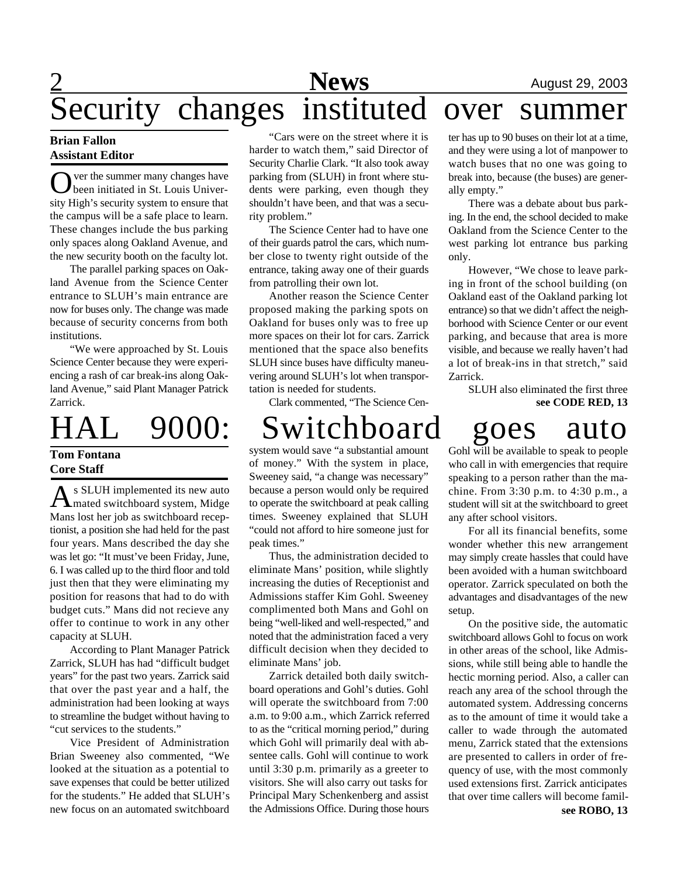# Security changes instituted over summer

**Brian Fallon**
**Assistant Editor**

Over the summer many changes have been initiated in St. Louis University High's security system to ensure that the campus will be a safe place to learn. These changes include the bus parking only spaces along Oakland Avenue, and the new security booth on the faculty lot.

The parallel parking spaces on Oakland Avenue from the Science Center entrance to SLUH's main entrance are now for buses only. The change was made because of security concerns from both institutions.

"We were approached by St. Louis Science Center because they were experiencing a rash of car break-ins along Oakland Avenue," said Plant Manager Patrick Zarrick.

"Cars were on the street where it is harder to watch them," said Director of Security Charlie Clark. "It also took away parking from (SLUH) in front where students were parking, even though they shouldn't have been, and that was a security problem."

The Science Center had to have one of their guards patrol the cars, which number close to twenty right outside of the entrance, taking away one of their guards from patrolling their own lot.

Another reason the Science Center proposed making the parking spots on Oakland for buses only was to free up more spaces on their lot for cars. Zarrick mentioned that the space also benefits SLUH since buses have difficulty maneuvering around SLUH's lot when transportation is needed for students.

Clark commented, "The Science Center has up to 90 buses on their lot at a time, and they were using a lot of manpower to watch buses that no one was going to break into, because (the buses) are generally empty."

There was a debate about bus parking. In the end, the school decided to make Oakland from the Science Center to the west parking lot entrance bus parking only.

However, "We chose to leave parking in front of the school building (on Oakland east of the Oakland parking lot entrance) so that we didn't affect the neighborhood with Science Center or our event parking, and because that area is more visible, and because we really haven't had a lot of break-ins in that stretch," said Zarrick.

SLUH also eliminated the first three

**see CODE RED, 13**

# HAL 9000: Switchboard goes auto

**Tom Fontana**
**Core Staff**

As SLUH implemented its new automated switchboard system, Midge Mans lost her job as switchboard receptionist, a position she had held for the past four years. Mans described the day she was let go: "It must've been Friday, June, 6. I was called up to the third floor and told just then that they were eliminating my position for reasons that had to do with budget cuts." Mans did not recieve any offer to continue to work in any other capacity at SLUH.

According to Plant Manager Patrick Zarrick, SLUH has had "difficult budget years" for the past two years. Zarrick said that over the past year and a half, the administration had been looking at ways to streamline the budget without having to "cut services to the students."

Vice President of Administration Brian Sweeney also commented, "We looked at the situation as a potential to save expenses that could be better utilized for the students." He added that SLUH's new focus on an automated switchboard system would save "a substantial amount of money." With the system in place, Sweeney said, "a change was necessary" because a person would only be required to operate the switchboard at peak calling times. Sweeney explained that SLUH "could not afford to hire someone just for peak times."

Thus, the administration decided to eliminate Mans' position, while slightly increasing the duties of Receptionist and Admissions staffer Kim Gohl. Sweeney complimented both Mans and Gohl on being "well-liked and well-respected," and noted that the administration faced a very difficult decision when they decided to eliminate Mans' job.

Zarrick detailed both daily switchboard operations and Gohl's duties. Gohl will operate the switchboard from 7:00 a.m. to 9:00 a.m., which Zarrick referred to as the "critical morning period," during which Gohl will primarily deal with absentee calls. Gohl will continue to work until 3:30 p.m. primarily as a greeter to visitors. She will also carry out tasks for Principal Mary Schenkenberg and assist the Admissions Office. During those hours Gohl will be available to speak to people who call in with emergencies that require speaking to a person rather than the machine. From 3:30 p.m. to 4:30 p.m., a student will sit at the switchboard to greet any after school visitors.

For all its financial benefits, some wonder whether this new arrangement may simply create hassles that could have been avoided with a human switchboard operator. Zarrick speculated on both the advantages and disadvantages of the new setup.

On the positive side, the automatic switchboard allows Gohl to focus on work in other areas of the school, like Admissions, while still being able to handle the hectic morning period. Also, a caller can reach any area of the school through the automated system. Addressing concerns as to the amount of time it would take a caller to wade through the automated menu, Zarrick stated that the extensions are presented to callers in order of frequency of use, with the most commonly used extensions first. Zarrick anticipates that over time callers will become famil-

**see ROBO, 13**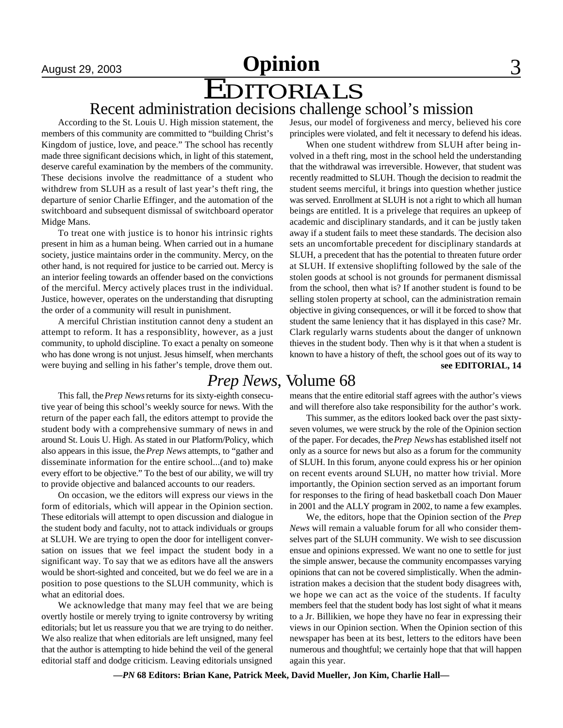# EDITORIALS

## Recent administration decisions challenge school's mission

According to the St. Louis U. High mission statement, the members of this community are committed to "building Christ's Kingdom of justice, love, and peace." The school has recently made three significant decisions which, in light of this statement, deserve careful examination by the members of the community. These decisions involve the readmittance of a student who withdrew from SLUH as a result of last year's theft ring, the departure of senior Charlie Effinger, and the automation of the switchboard and subsequent dismissal of switchboard operator Midge Mans.

To treat one with justice is to honor his intrinsic rights present in him as a human being. When carried out in a humane society, justice maintains order in the community. Mercy, on the other hand, is not required for justice to be carried out. Mercy is an interior feeling towards an offender based on the convictions of the merciful. Mercy actively places trust in the individual. Justice, however, operates on the understanding that disrupting the order of a community will result in punishment.

A merciful Christian institution cannot deny a student an attempt to reform. It has a responsiblity, however, as a just community, to uphold discipline. To exact a penalty on someone who has done wrong is not unjust. Jesus himself, when merchants were buying and selling in his father's temple, drove them out. Jesus, our model of forgiveness and mercy, believed his core principles were violated, and felt it necessary to defend his ideas.

When one student withdrew from SLUH after being involved in a theft ring, most in the school held the understanding that the withdrawal was irreversible. However, that student was recently readmitted to SLUH. Though the decision to readmit the student seems merciful, it brings into question whether justice was served. Enrollment at SLUH is not a right to which all human beings are entitled. It is a privelege that requires an upkeep of academic and disciplinary standards, and it can be justly taken away if a student fails to meet these standards. The decision also sets an uncomfortable precedent for disciplinary standards at SLUH, a precedent that has the potential to threaten future order at SLUH. If extensive shoplifting followed by the sale of the stolen goods at school is not grounds for permanent dismissal from the school, then what is? If another student is found to be selling stolen property at school, can the administration remain objective in giving consequences, or will it be forced to show that student the same leniency that it has displayed in this case? Mr. Clark regularly warns students about the danger of unknown thieves in the student body. Then why is it that when a student is known to have a history of theft, the school goes out of its way to

**see EDITORIAL, 14**

## *Prep News*, Volume 68

This fall, the *Prep News* returns for its sixty-eighth consecutive year of being this school's weekly source for news. With the return of the paper each fall, the editors attempt to provide the student body with a comprehensive summary of news in and around St. Louis U. High. As stated in our Platform/Policy, which also appears in this issue, the *Prep News* attempts, to "gather and disseminate information for the entire school...(and to) make every effort to be objective." To the best of our ability, we will try to provide objective and balanced accounts to our readers.

On occasion, we the editors will express our views in the form of editorials, which will appear in the Opinion section. These editorials will attempt to open discussion and dialogue in the student body and faculty, not to attack individuals or groups at SLUH. We are trying to open the door for intelligent conversation on issues that we feel impact the student body in a significant way. To say that we as editors have all the answers would be short-sighted and conceited, but we do feel we are in a position to pose questions to the SLUH community, which is what an editorial does.

We acknowledge that many may feel that we are being overtly hostile or merely trying to ignite controversy by writing editorials; but let us reassure you that we are trying to do neither. We also realize that when editorials are left unsigned, many feel that the author is attempting to hide behind the veil of the general editorial staff and dodge criticism. Leaving editorials unsigned means that the entire editorial staff agrees with the author's views and will therefore also take responsibility for the author's work.

This summer, as the editors looked back over the past sixty-seven volumes, we were struck by the role of the Opinion section of the paper. For decades, the *Prep News* has established itself not only as a source for news but also as a forum for the community of SLUH. In this forum, anyone could express his or her opinion on recent events around SLUH, no matter how trivial. More importantly, the Opinion section served as an important forum for responses to the firing of head basketball coach Don Mauer in 2001 and the ALLY program in 2002, to name a few examples.

We, the editors, hope that the Opinion section of the *Prep News* will remain a valuable forum for all who consider themselves part of the SLUH community. We wish to see discussion ensue and opinions expressed. We want no one to settle for just the simple answer, because the community encompasses varying opinions that can not be covered simplistically. When the administration makes a decision that the student body disagrees with, we hope we can act as the voice of the students. If faculty members feel that the student body has lost sight of what it means to a Jr. Billikien, we hope they have no fear in expressing their views in our Opinion section. When the Opinion section of this newspaper has been at its best, letters to the editors have been numerous and thoughtful; we certainly hope that that will happen again this year.

**—*PN* 68 Editors: Brian Kane, Patrick Meek, David Mueller, Jon Kim, Charlie Hall—**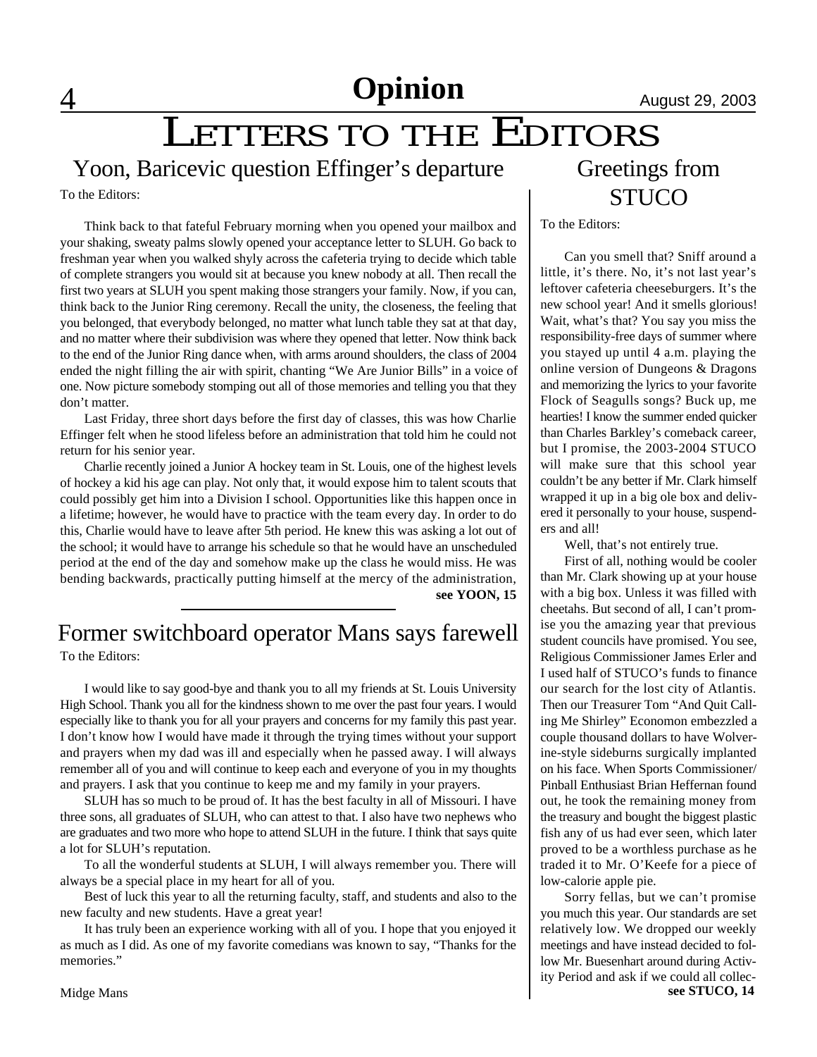# Opinion

# LETTERS TO THE EDITORS

## Yoon, Baricevic question Effinger's departure

To the Editors:

Think back to that fateful February morning when you opened your mailbox and your shaking, sweaty palms slowly opened your acceptance letter to SLUH. Go back to freshman year when you walked shyly across the cafeteria trying to decide which table of complete strangers you would sit at because you knew nobody at all. Then recall the first two years at SLUH you spent making those strangers your family. Now, if you can, think back to the Junior Ring ceremony. Recall the unity, the closeness, the feeling that you belonged, that everybody belonged, no matter what lunch table they sat at that day, and no matter where their subdivision was where they opened that letter. Now think back to the end of the Junior Ring dance when, with arms around shoulders, the class of 2004 ended the night filling the air with spirit, chanting "We Are Junior Bills" in a voice of one. Now picture somebody stomping out all of those memories and telling you that they don't matter.

Last Friday, three short days before the first day of classes, this was how Charlie Effinger felt when he stood lifeless before an administration that told him he could not return for his senior year.

Charlie recently joined a Junior A hockey team in St. Louis, one of the highest levels of hockey a kid his age can play. Not only that, it would expose him to talent scouts that could possibly get him into a Division I school. Opportunities like this happen once in a lifetime; however, he would have to practice with the team every day. In order to do this, Charlie would have to leave after 5th period. He knew this was asking a lot out of the school; it would have to arrange his schedule so that he would have an unscheduled period at the end of the day and somehow make up the class he would miss. He was bending backwards, practically putting himself at the mercy of the administration,

**see YOON, 15**

## Former switchboard operator Mans says farewell

To the Editors:

I would like to say good-bye and thank you to all my friends at St. Louis University High School. Thank you all for the kindness shown to me over the past four years. I would especially like to thank you for all your prayers and concerns for my family this past year. I don't know how I would have made it through the trying times without your support and prayers when my dad was ill and especially when he passed away. I will always remember all of you and will continue to keep each and everyone of you in my thoughts and prayers. I ask that you continue to keep me and my family in your prayers.

SLUH has so much to be proud of. It has the best faculty in all of Missouri. I have three sons, all graduates of SLUH, who can attest to that. I also have two nephews who are graduates and two more who hope to attend SLUH in the future. I think that says quite a lot for SLUH's reputation.

To all the wonderful students at SLUH, I will always remember you. There will always be a special place in my heart for all of you.

Best of luck this year to all the returning faculty, staff, and students and also to the new faculty and new students. Have a great year!

It has truly been an experience working with all of you. I hope that you enjoyed it as much as I did. As one of my favorite comedians was known to say, "Thanks for the memories."

Midge Mans

## Greetings from STUCO

To the Editors:

Can you smell that? Sniff around a little, it's there. No, it's not last year's leftover cafeteria cheeseburgers. It's the new school year! And it smells glorious! Wait, what's that? You say you miss the responsibility-free days of summer where you stayed up until 4 a.m. playing the online version of Dungeons & Dragons and memorizing the lyrics to your favorite Flock of Seagulls songs? Buck up, me hearties! I know the summer ended quicker than Charles Barkley's comeback career, but I promise, the 2003-2004 STUCO will make sure that this school year couldn't be any better if Mr. Clark himself wrapped it up in a big ole box and delivered it personally to your house, suspenders and all!

Well, that's not entirely true.

First of all, nothing would be cooler than Mr. Clark showing up at your house with a big box. Unless it was filled with cheetahs. But second of all, I can't promise you the amazing year that previous student councils have promised. You see, Religious Commissioner James Erler and I used half of STUCO's funds to finance our search for the lost city of Atlantis. Then our Treasurer Tom "And Quit Calling Me Shirley" Economon embezzled a couple thousand dollars to have Wolverine-style sideburns surgically implanted on his face. When Sports Commissioner/ Pinball Enthusiast Brian Heffernan found out, he took the remaining money from the treasury and bought the biggest plastic fish any of us had ever seen, which later proved to be a worthless purchase as he traded it to Mr. O'Keefe for a piece of low-calorie apple pie.

Sorry fellas, but we can't promise you much this year. Our standards are set relatively low. We dropped our weekly meetings and have instead decided to follow Mr. Buesenhart around during Activity Period and ask if we could all collec-

**see STUCO, 14**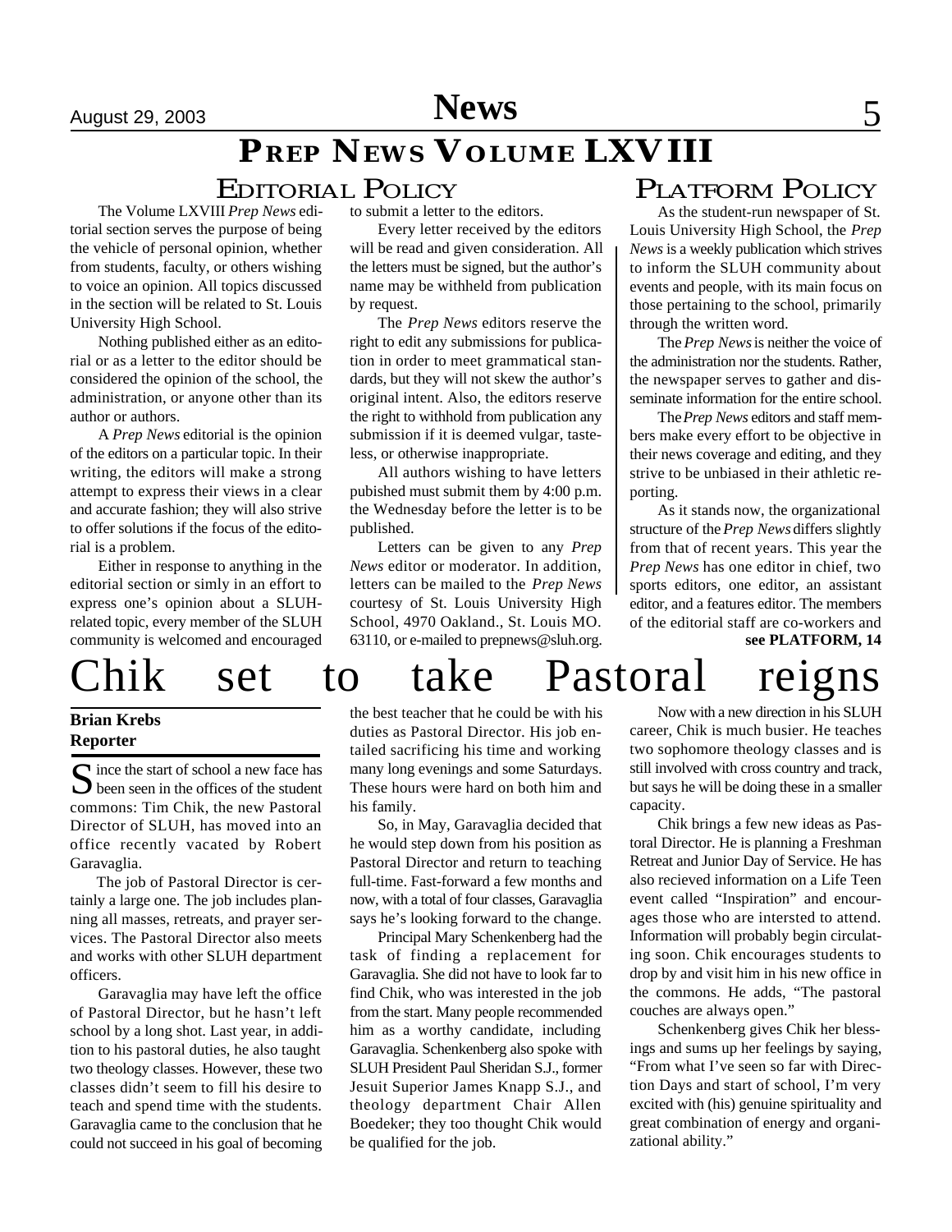# PREP NEWS VOLUME LXVIII

## EDITORIAL POLICY

The Volume LXVIII *Prep News* editorial section serves the purpose of being the vehicle of personal opinion, whether from students, faculty, or others wishing to voice an opinion. All topics discussed in the section will be related to St. Louis University High School.

Nothing published either as an editorial or as a letter to the editor should be considered the opinion of the school, the administration, or anyone other than its author or authors.

A *Prep News* editorial is the opinion of the editors on a particular topic. In their writing, the editors will make a strong attempt to express their views in a clear and accurate fashion; they will also strive to offer solutions if the focus of the editorial is a problem.

Either in response to anything in the editorial section or simly in an effort to express one's opinion about a SLUH-related topic, every member of the SLUH community is welcomed and encouraged to submit a letter to the editors.

Every letter received by the editors will be read and given consideration. All the letters must be signed, but the author's name may be withheld from publication by request.

The *Prep News* editors reserve the right to edit any submissions for publication in order to meet grammatical standards, but they will not skew the author's original intent. Also, the editors reserve the right to withhold from publication any submission if it is deemed vulgar, tasteless, or otherwise inappropriate.

All authors wishing to have letters pubished must submit them by 4:00 p.m. the Wednesday before the letter is to be published.

Letters can be given to any *Prep News* editor or moderator. In addition, letters can be mailed to the *Prep News* courtesy of St. Louis University High School, 4970 Oakland., St. Louis MO. 63110, or e-mailed to prepnews@sluh.org.

## PLATFORM POLICY

As the student-run newspaper of St. Louis University High School, the *Prep News* is a weekly publication which strives to inform the SLUH community about events and people, with its main focus on those pertaining to the school, primarily through the written word.

The *Prep News* is neither the voice of the administration nor the students. Rather, the newspaper serves to gather and disseminate information for the entire school.

The *Prep News* editors and staff members make every effort to be objective in their news coverage and editing, and they strive to be unbiased in their athletic reporting.

As it stands now, the organizational structure of the *Prep News* differs slightly from that of recent years. This year the *Prep News* has one editor in chief, two sports editors, one editor, an assistant editor, and a features editor. The members of the editorial staff are co-workers and

**see PLATFORM, 14**

# Chik set to take Pastoral reigns

**Brian Krebs**
**Reporter**

Since the start of school a new face has been seen in the offices of the student commons: Tim Chik, the new Pastoral Director of SLUH, has moved into an office recently vacated by Robert Garavaglia.

The job of Pastoral Director is certainly a large one. The job includes planning all masses, retreats, and prayer services. The Pastoral Director also meets and works with other SLUH department officers.

Garavaglia may have left the office of Pastoral Director, but he hasn't left school by a long shot. Last year, in addition to his pastoral duties, he also taught two theology classes. However, these two classes didn't seem to fill his desire to teach and spend time with the students. Garavaglia came to the conclusion that he could not succeed in his goal of becoming the best teacher that he could be with his duties as Pastoral Director. His job entailed sacrificing his time and working many long evenings and some Saturdays. These hours were hard on both him and his family.

So, in May, Garavaglia decided that he would step down from his position as Pastoral Director and return to teaching full-time. Fast-forward a few months and now, with a total of four classes, Garavaglia says he's looking forward to the change.

Principal Mary Schenkenberg had the task of finding a replacement for Garavaglia. She did not have to look far to find Chik, who was interested in the job from the start. Many people recommended him as a worthy candidate, including Garavaglia. Schenkenberg also spoke with SLUH President Paul Sheridan S.J., former Jesuit Superior James Knapp S.J., and theology department Chair Allen Boedeker; they too thought Chik would be qualified for the job.

Now with a new direction in his SLUH career, Chik is much busier. He teaches two sophomore theology classes and is still involved with cross country and track, but says he will be doing these in a smaller capacity.

Chik brings a few new ideas as Pastoral Director. He is planning a Freshman Retreat and Junior Day of Service. He has also recieved information on a Life Teen event called "Inspiration" and encourages those who are intersted to attend. Information will probably begin circulating soon. Chik encourages students to drop by and visit him in his new office in the commons. He adds, "The pastoral couches are always open."

Schenkenberg gives Chik her blessings and sums up her feelings by saying, "From what I've seen so far with Direction Days and start of school, I'm very excited with (his) genuine spirituality and great combination of energy and organizational ability."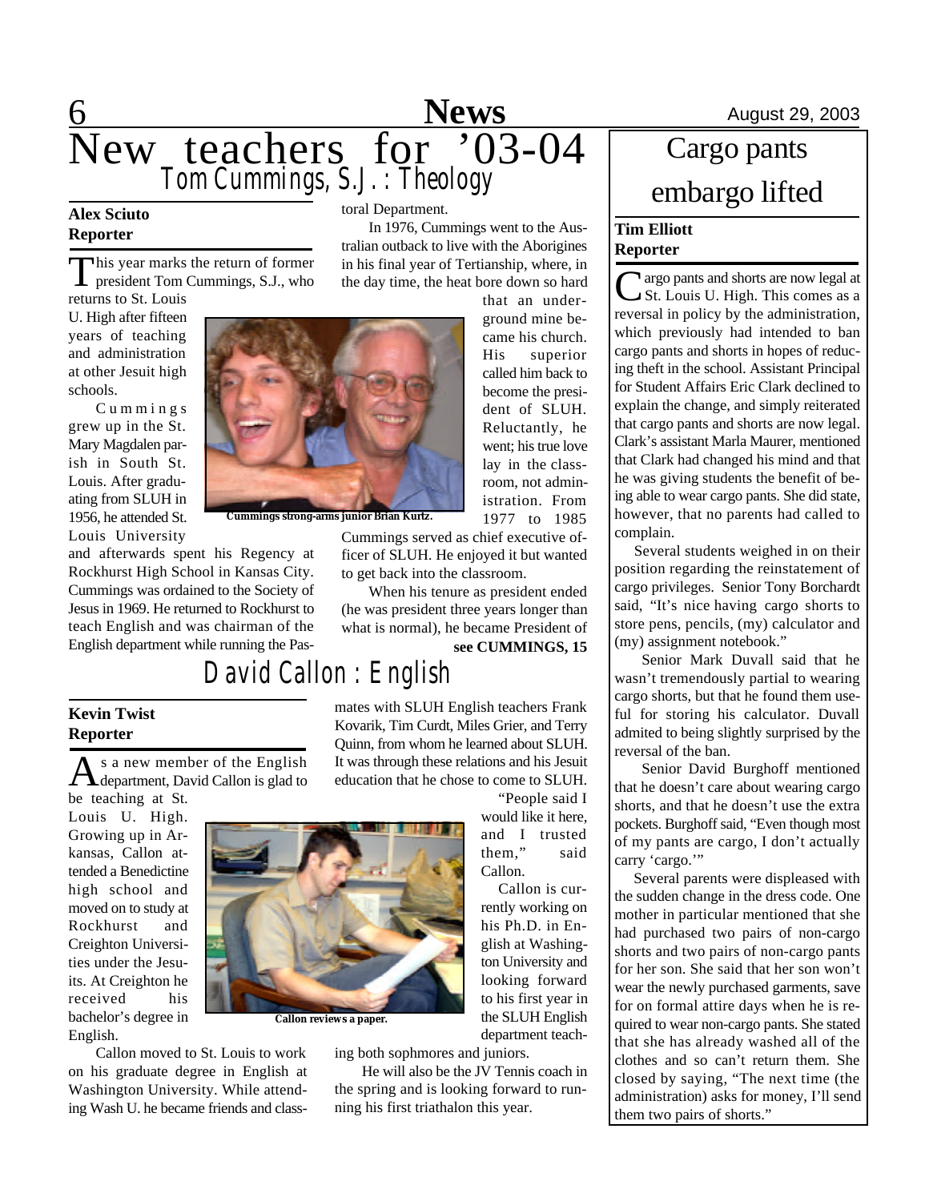# New teachers for '03-04

## Tom Cummings, S.J.: Theology

**Alex Sciuto**
**Reporter**

This year marks the return of former president Tom Cummings, S.J., who returns to St. Louis U. High after fifteen years of teaching and administration at other Jesuit high schools.

Cummings grew up in the St. Mary Magdalen parish in South St. Louis. After graduating from SLUH in 1956, he attended St. Louis University and afterwards spent his Regency at Rockhurst High School in Kansas City. Cummings was ordained to the Society of Jesus in 1969. He returned to Rockhurst to teach English and was chairman of the English department while running the Pastoral Department.

In 1976, Cummings went to the Australian outback to live with the Aborigines in his final year of Tertianship, where, in the day time, the heat bore down so hard that an underground mine became his church. His superior called him back to become the president of SLUH. Reluctantly, he went; his true love lay in the classroom, not administration. From 1977 to 1985 Cummings served as chief executive officer of SLUH. He enjoyed it but wanted to get back into the classroom.

Cummings strong-arms junior Brian Kurtz.

When his tenure as president ended (he was president three years longer than what is normal), he became President of

**see CUMMINGS, 15**

## David Callon: English

**Kevin Twist**
**Reporter**

As a new member of the English department, David Callon is glad to be teaching at St. Louis U. High. Growing up in Arkansas, Callon attended a Benedictine high school and moved on to study at Rockhurst and Creighton Universities under the Jesuits. At Creighton he received his bachelor's degree in English.

Callon moved to St. Louis to work on his graduate degree in English at Washington University. While attending Wash U. he became friends and classmates with SLUH English teachers Frank Kovarik, Tim Curdt, Miles Grier, and Terry Quinn, from whom he learned about SLUH. It was through these relations and his Jesuit education that he chose to come to SLUH.

"People said I would like it here, and I trusted them," said Callon.

Callon reviews a paper.

Callon is currently working on his Ph.D. in English at Washington University and looking forward to his first year in the SLUH English department teaching both sophomores and juniors.

He will also be the JV Tennis coach in the spring and is looking forward to running his first triathalon this year.

# Cargo pants embargo lifted

**Tim Elliott**
**Reporter**

Cargo pants and shorts are now legal at St. Louis U. High. This comes as a reversal in policy by the administration, which previously had intended to ban cargo pants and shorts in hopes of reducing theft in the school. Assistant Principal for Student Affairs Eric Clark declined to explain the change, and simply reiterated that cargo pants and shorts are now legal. Clark's assistant Marla Maurer, mentioned that Clark had changed his mind and that he was giving students the benefit of being able to wear cargo pants. She did state, however, that no parents had called to complain.

Several students weighed in on their position regarding the reinstatement of cargo privileges. Senior Tony Borchardt said, "It's nice having cargo shorts to store pens, pencils, (my) calculator and (my) assignment notebook."

Senior Mark Duvall said that he wasn't tremendously partial to wearing cargo shorts, but that he found them useful for storing his calculator. Duvall admited to being slightly surprised by the reversal of the ban.

Senior David Burghoff mentioned that he doesn't care about wearing cargo shorts, and that he doesn't use the extra pockets. Burghoff said, "Even though most of my pants are cargo, I don't actually carry 'cargo.'"

Several parents were displeased with the sudden change in the dress code. One mother in particular mentioned that she had purchased two pairs of non-cargo shorts and two pairs of non-cargo pants for her son. She said that her son won't wear the newly purchased garments, save for on formal attire days when he is required to wear non-cargo pants. She stated that she has already washed all of the clothes and so can't return them. She closed by saying, "The next time (the administration) asks for money, I'll send them two pairs of shorts."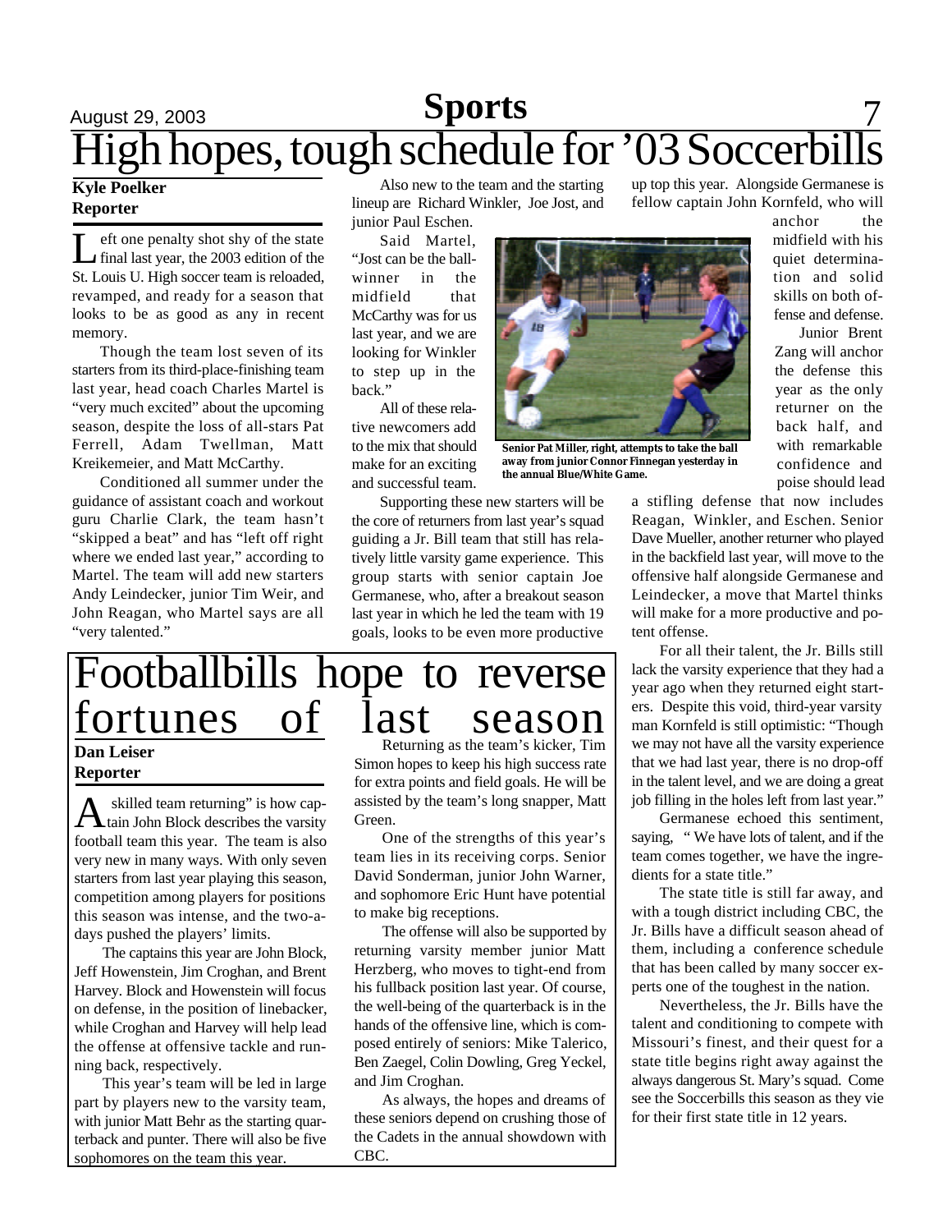# High hopes, tough schedule for '03 Soccerbills

**Kyle Poelker**
**Reporter**

Left one penalty shot shy of the state final last year, the 2003 edition of the St. Louis U. High soccer team is reloaded, revamped, and ready for a season that looks to be as good as any in recent memory.

Though the team lost seven of its starters from its third-place-finishing team last year, head coach Charles Martel is "very much excited" about the upcoming season, despite the loss of all-stars Pat Ferrell, Adam Twellman, Matt Kreikemeier, and Matt McCarthy.

Conditioned all summer under the guidance of assistant coach and workout guru Charlie Clark, the team hasn't "skipped a beat" and has "left off right where we ended last year," according to Martel. The team will add new starters Andy Leindecker, junior Tim Weir, and John Reagan, who Martel says are all "very talented."

Also new to the team and the starting lineup are Richard Winkler, Joe Jost, and junior Paul Eschen.

Said Martel, "Jost can be the ball-winner in the midfield that McCarthy was for us last year, and we are looking for Winkler to step up in the back."

All of these relative newcomers add to the mix that should make for an exciting and successful team.

Senior Pat Miller, right, attempts to take the ball away from junior Connor Finnegan yesterday in the annual Blue/White Game.

Supporting these new starters will be the core of returners from last year's squad guiding a Jr. Bill team that still has relatively little varsity game experience. This group starts with senior captain Joe Germanese, who, after a breakout season last year in which he led the team with 19 goals, looks to be even more productive up top this year. Alongside Germanese is fellow captain John Kornfeld, who will anchor the midfield with his quiet determination and solid skills on both offense and defense.

Junior Brent Zang will anchor the defense this year as the only returner on the back half, and with remarkable confidence and poise should lead a stifling defense that now includes Reagan, Winkler, and Eschen. Senior Dave Mueller, another returner who played in the backfield last year, will move to the offensive half alongside Germanese and Leindecker, a move that Martel thinks will make for a more productive and potent offense.

For all their talent, the Jr. Bills still lack the varsity experience that they had a year ago when they returned eight starters. Despite this void, third-year varsity man Kornfeld is still optimistic: "Though we may not have all the varsity experience that we had last year, there is no drop-off in the talent level, and we are doing a great job filling in the holes left from last year."

Germanese echoed this sentiment, saying, " We have lots of talent, and if the team comes together, we have the ingredients for a state title."

The state title is still far away, and with a tough district including CBC, the Jr. Bills have a difficult season ahead of them, including a conference schedule that has been called by many soccer experts one of the toughest in the nation.

Nevertheless, the Jr. Bills have the talent and conditioning to compete with Missouri's finest, and their quest for a state title begins right away against the always dangerous St. Mary's squad. Come see the Soccerbills this season as they vie for their first state title in 12 years.

# Footballbills hope to reverse fortunes of last season

**Dan Leiser**
**Reporter**

"A skilled team returning" is how captain John Block describes the varsity football team this year. The team is also very new in many ways. With only seven starters from last year playing this season, competition among players for positions this season was intense, and the two-a-days pushed the players' limits.

The captains this year are John Block, Jeff Howenstein, Jim Croghan, and Brent Harvey. Block and Howenstein will focus on defense, in the position of linebacker, while Croghan and Harvey will help lead the offense at offensive tackle and running back, respectively.

This year's team will be led in large part by players new to the varsity team, with junior Matt Behr as the starting quarterback and punter. There will also be five sophomores on the team this year.

Returning as the team's kicker, Tim Simon hopes to keep his high success rate for extra points and field goals. He will be assisted by the team's long snapper, Matt Green.

One of the strengths of this year's team lies in its receiving corps. Senior David Sonderman, junior John Warner, and sophomore Eric Hunt have potential to make big receptions.

The offense will also be supported by returning varsity member junior Matt Herzberg, who moves to tight-end from his fullback position last year. Of course, the well-being of the quarterback is in the hands of the offensive line, which is composed entirely of seniors: Mike Talerico, Ben Zaegel, Colin Dowling, Greg Yeckel, and Jim Croghan.

As always, the hopes and dreams of these seniors depend on crushing those of the Cadets in the annual showdown with CBC.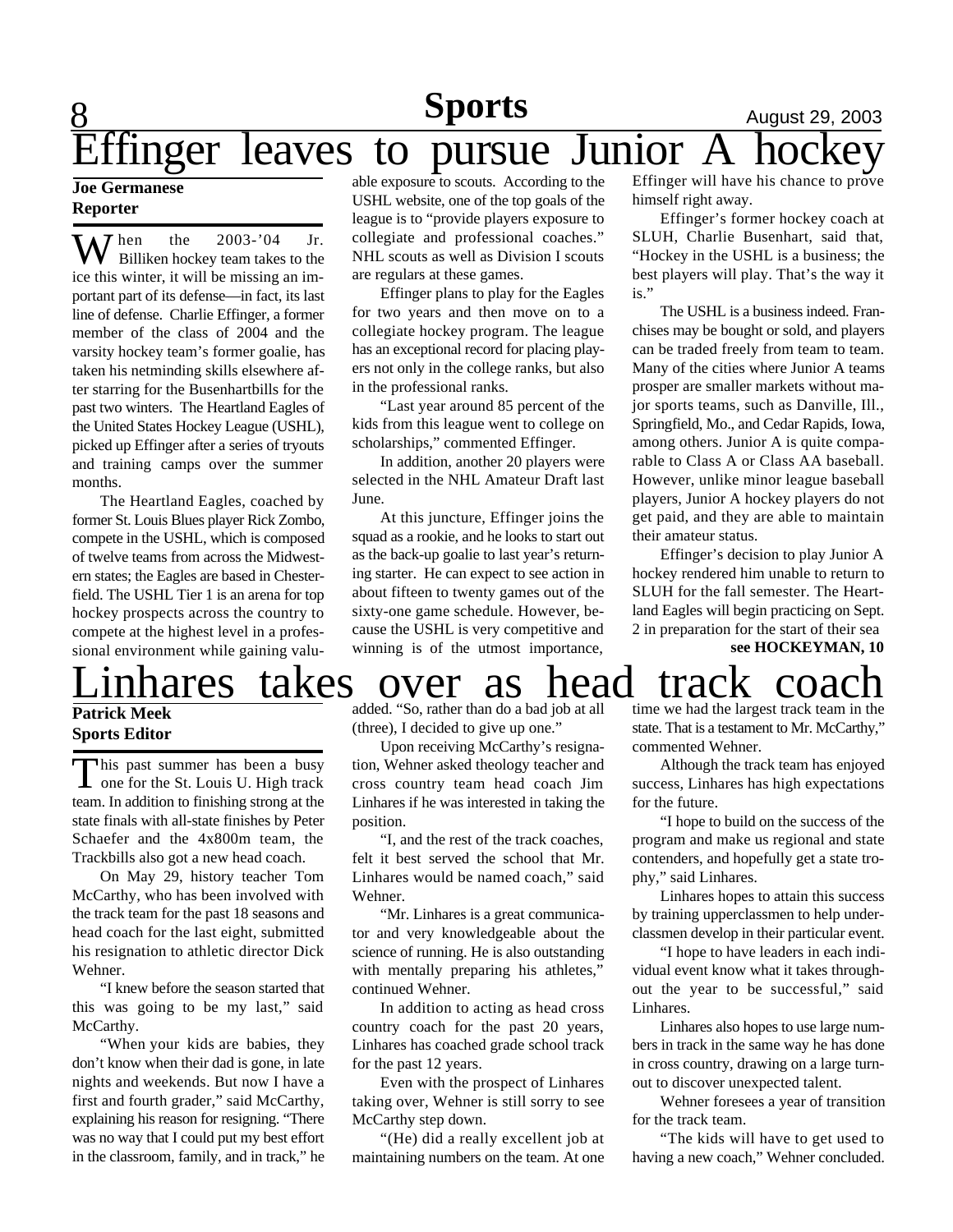# Effinger leaves to pursue Junior A hockey

**Joe Germanese**
**Reporter**

When the 2003-'04 Jr. Billiken hockey team takes to the ice this winter, it will be missing an important part of its defense—in fact, its last line of defense. Charlie Effinger, a former member of the class of 2004 and the varsity hockey team's former goalie, has taken his netminding skills elsewhere after starring for the Busenhartbills for the past two winters. The Heartland Eagles of the United States Hockey League (USHL), picked up Effinger after a series of tryouts and training camps over the summer months.

The Heartland Eagles, coached by former St. Louis Blues player Rick Zombo, compete in the USHL, which is composed of twelve teams from across the Midwestern states; the Eagles are based in Chesterfield. The USHL Tier 1 is an arena for top hockey prospects across the country to compete at the highest level in a professional environment while gaining valuable exposure to scouts. According to the USHL website, one of the top goals of the league is to "provide players exposure to collegiate and professional coaches." NHL scouts as well as Division I scouts are regulars at these games.

Effinger plans to play for the Eagles for two years and then move on to a collegiate hockey program. The league has an exceptional record for placing players not only in the college ranks, but also in the professional ranks.

"Last year around 85 percent of the kids from this league went to college on scholarships," commented Effinger.

In addition, another 20 players were selected in the NHL Amateur Draft last June.

At this juncture, Effinger joins the squad as a rookie, and he looks to start out as the back-up goalie to last year's returning starter. He can expect to see action in about fifteen to twenty games out of the sixty-one game schedule. However, because the USHL is very competitive and winning is of the utmost importance, Effinger will have his chance to prove himself right away.

Effinger's former hockey coach at SLUH, Charlie Busenhart, said that, "Hockey in the USHL is a business; the best players will play. That's the way it is."

The USHL is a business indeed. Franchises may be bought or sold, and players can be traded freely from team to team. Many of the cities where Junior A teams prosper are smaller markets without major sports teams, such as Danville, Ill., Springfield, Mo., and Cedar Rapids, Iowa, among others. Junior A is quite comparable to Class A or Class AA baseball. However, unlike minor league baseball players, Junior A hockey players do not get paid, and they are able to maintain their amateur status.

Effinger's decision to play Junior A hockey rendered him unable to return to SLUH for the fall semester. The Heartland Eagles will begin practicing on Sept. 2 in preparation for the start of their sea

**see HOCKEYMAN, 10**

# Linhares takes over as head track coach

**Patrick Meek**
**Sports Editor**

This past summer has been a busy one for the St. Louis U. High track team. In addition to finishing strong at the state finals with all-state finishes by Peter Schaefer and the 4x800m team, the Trackbills also got a new head coach.

On May 29, history teacher Tom McCarthy, who has been involved with the track team for the past 18 seasons and head coach for the last eight, submitted his resignation to athletic director Dick Wehner.

"I knew before the season started that this was going to be my last," said McCarthy.

"When your kids are babies, they don't know when their dad is gone, in late nights and weekends. But now I have a first and fourth grader," said McCarthy, explaining his reason for resigning. "There was no way that I could put my best effort in the classroom, family, and in track," he added. "So, rather than do a bad job at all (three), I decided to give up one."

Upon receiving McCarthy's resignation, Wehner asked theology teacher and cross country team head coach Jim Linhares if he was interested in taking the position.

"I, and the rest of the track coaches, felt it best served the school that Mr. Linhares would be named coach," said Wehner.

"Mr. Linhares is a great communicator and very knowledgeable about the science of running. He is also outstanding with mentally preparing his athletes," continued Wehner.

In addition to acting as head cross country coach for the past 20 years, Linhares has coached grade school track for the past 12 years.

Even with the prospect of Linhares taking over, Wehner is still sorry to see McCarthy step down.

"(He) did a really excellent job at maintaining numbers on the team. At one time we had the largest track team in the state. That is a testament to Mr. McCarthy," commented Wehner.

Although the track team has enjoyed success, Linhares has high expectations for the future.

"I hope to build on the success of the program and make us regional and state contenders, and hopefully get a state trophy," said Linhares.

Linhares hopes to attain this success by training upperclassmen to help underclassmen develop in their particular event.

"I hope to have leaders in each individual event know what it takes throughout the year to be successful," said Linhares.

Linhares also hopes to use large numbers in track in the same way he has done in cross country, drawing on a large turnout to discover unexpected talent.

Wehner foresees a year of transition for the track team.

"The kids will have to get used to having a new coach," Wehner concluded.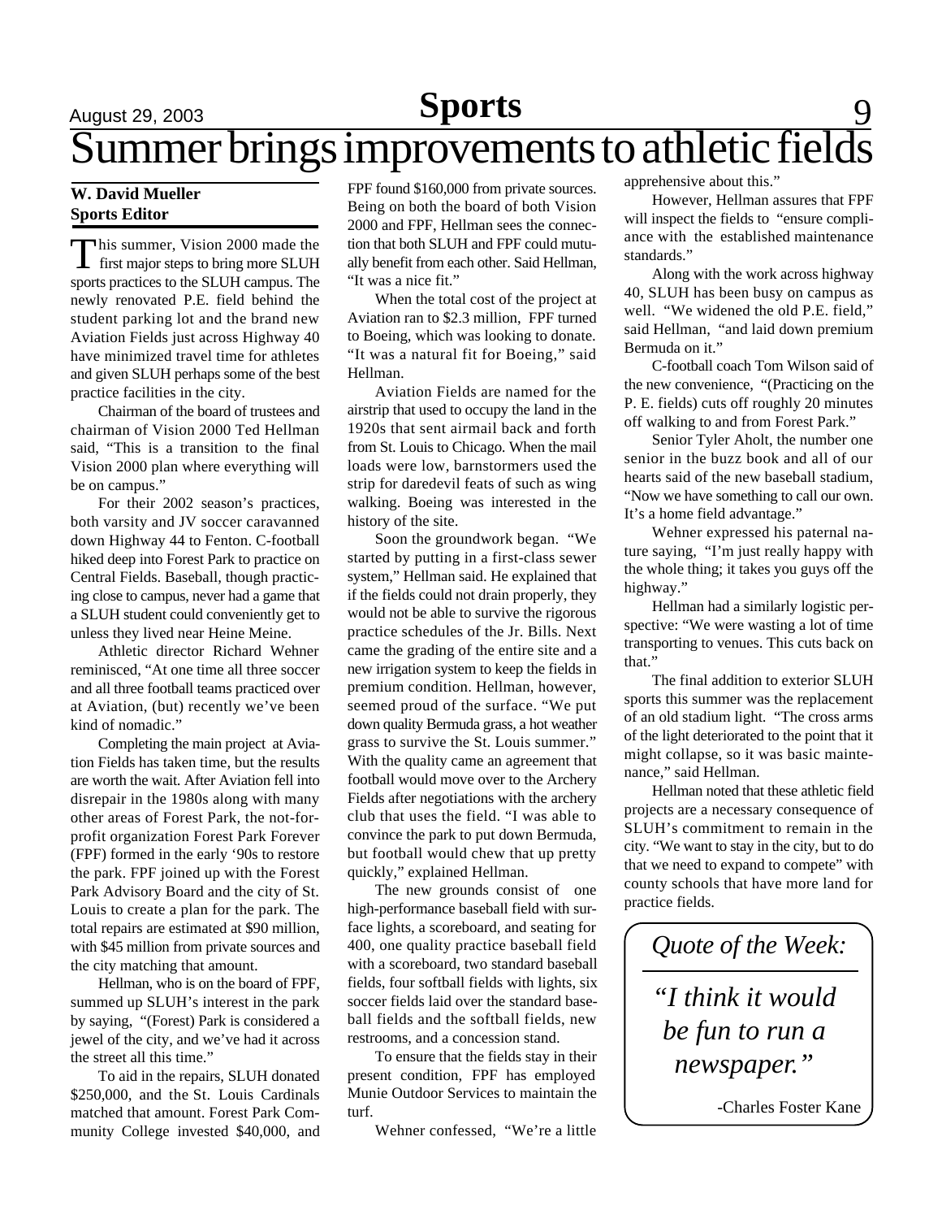# Summer brings improvements to athletic fields

**W. David Mueller**
**Sports Editor**

This summer, Vision 2000 made the first major steps to bring more SLUH sports practices to the SLUH campus. The newly renovated P.E. field behind the student parking lot and the brand new Aviation Fields just across Highway 40 have minimized travel time for athletes and given SLUH perhaps some of the best practice facilities in the city.

Chairman of the board of trustees and chairman of Vision 2000 Ted Hellman said, "This is a transition to the final Vision 2000 plan where everything will be on campus."

For their 2002 season's practices, both varsity and JV soccer caravanned down Highway 44 to Fenton. C-football hiked deep into Forest Park to practice on Central Fields. Baseball, though practicing close to campus, never had a game that a SLUH student could conveniently get to unless they lived near Heine Meine.

Athletic director Richard Wehner reminisced, "At one time all three soccer and all three football teams practiced over at Aviation, (but) recently we've been kind of nomadic."

Completing the main project at Aviation Fields has taken time, but the results are worth the wait. After Aviation fell into disrepair in the 1980s along with many other areas of Forest Park, the not-for-profit organization Forest Park Forever (FPF) formed in the early '90s to restore the park. FPF joined up with the Forest Park Advisory Board and the city of St. Louis to create a plan for the park. The total repairs are estimated at $90 million, with $45 million from private sources and the city matching that amount.

Hellman, who is on the board of FPF, summed up SLUH's interest in the park by saying, "(Forest) Park is considered a jewel of the city, and we've had it across the street all this time."

To aid in the repairs, SLUH donated $250,000, and the St. Louis Cardinals matched that amount. Forest Park Community College invested $40,000, and FPF found $160,000 from private sources. Being on both the board of both Vision 2000 and FPF, Hellman sees the connection that both SLUH and FPF could mutually benefit from each other. Said Hellman, "It was a nice fit."

When the total cost of the project at Aviation ran to $2.3 million, FPF turned to Boeing, which was looking to donate. "It was a natural fit for Boeing," said Hellman.

Aviation Fields are named for the airstrip that used to occupy the land in the 1920s that sent airmail back and forth from St. Louis to Chicago. When the mail loads were low, barnstormers used the strip for daredevil feats of such as wing walking. Boeing was interested in the history of the site.

Soon the groundwork began. "We started by putting in a first-class sewer system," Hellman said. He explained that if the fields could not drain properly, they would not be able to survive the rigorous practice schedules of the Jr. Bills. Next came the grading of the entire site and a new irrigation system to keep the fields in premium condition. Hellman, however, seemed proud of the surface. "We put down quality Bermuda grass, a hot weather grass to survive the St. Louis summer." With the quality came an agreement that football would move over to the Archery Fields after negotiations with the archery club that uses the field. "I was able to convince the park to put down Bermuda, but football would chew that up pretty quickly," explained Hellman.

The new grounds consist of one high-performance baseball field with surface lights, a scoreboard, and seating for 400, one quality practice baseball field with a scoreboard, two standard baseball fields, four softball fields with lights, six soccer fields laid over the standard baseball fields and the softball fields, new restrooms, and a concession stand.

To ensure that the fields stay in their present condition, FPF has employed Munie Outdoor Services to maintain the turf.

Wehner confessed, "We're a little apprehensive about this."

However, Hellman assures that FPF will inspect the fields to "ensure compliance with the established maintenance standards."

Along with the work across highway 40, SLUH has been busy on campus as well. "We widened the old P.E. field," said Hellman, "and laid down premium Bermuda on it."

C-football coach Tom Wilson said of the new convenience, "(Practicing on the P. E. fields) cuts off roughly 20 minutes off walking to and from Forest Park."

Senior Tyler Aholt, the number one senior in the buzz book and all of our hearts said of the new baseball stadium, "Now we have something to call our own. It's a home field advantage."

Wehner expressed his paternal nature saying, "I'm just really happy with the whole thing; it takes you guys off the highway."

Hellman had a similarly logistic perspective: "We were wasting a lot of time transporting to venues. This cuts back on that."

The final addition to exterior SLUH sports this summer was the replacement of an old stadium light. "The cross arms of the light deteriorated to the point that it might collapse, so it was basic maintenance," said Hellman.

Hellman noted that these athletic field projects are a necessary consequence of SLUH's commitment to remain in the city. "We want to stay in the city, but to do that we need to expand to compete" with county schools that have more land for practice fields.

---

*Quote of the Week:*

*"I think it would be fun to run a newspaper."*

-Charles Foster Kane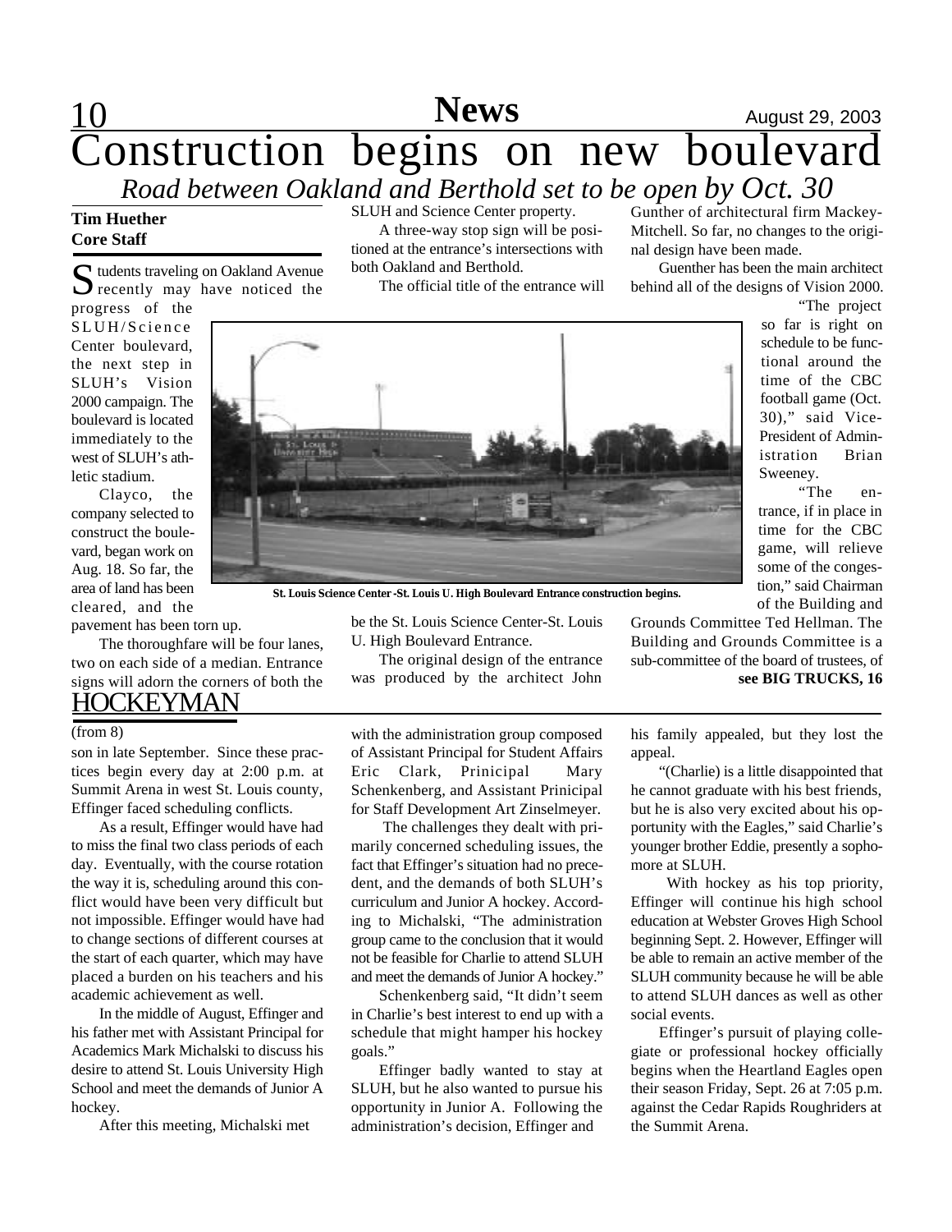# Construction begins on new boulevard

*Road between Oakland and Berthold set to be open by Oct. 30*

**Tim Huether**
**Core Staff**

Students traveling on Oakland Avenue recently may have noticed the progress of the SLUH/Science Center boulevard, the next step in SLUH's Vision 2000 campaign. The boulevard is located immediately to the west of SLUH's athletic stadium.

Clayco, the company selected to construct the boulevard, began work on Aug. 18. So far, the area of land has been cleared, and the pavement has been torn up.

The thoroughfare will be four lanes, two on each side of a median. Entrance signs will adorn the corners of both the SLUH and Science Center property.

A three-way stop sign will be positioned at the entrance's intersections with both Oakland and Berthold.

The official title of the entrance will be the St. Louis Science Center-St. Louis U. High Boulevard Entrance.

The original design of the entrance was produced by the architect John Gunther of architectural firm Mackey-Mitchell. So far, no changes to the original design have been made.

Guenther has been the main architect behind all of the designs of Vision 2000.

"The project so far is right on schedule to be functional around the time of the CBC football game (Oct. 30)," said Vice-President of Administration Brian Sweeney.

"The entrance, if in place in time for the CBC game, will relieve some of the congestion," said Chairman of the Building and Grounds Committee Ted Hellman. The Building and Grounds Committee is a sub-committee of the board of trustees, of

**see BIG TRUCKS, 16**

**St. Louis Science Center -St. Louis U. High Boulevard Entrance construction begins.**

## HOCKEYMAN

(from 8)

son in late September. Since these practices begin every day at 2:00 p.m. at Summit Arena in west St. Louis county, Effinger faced scheduling conflicts.

As a result, Effinger would have had to miss the final two class periods of each day. Eventually, with the course rotation the way it is, scheduling around this conflict would have been very difficult but not impossible. Effinger would have had to change sections of different courses at the start of each quarter, which may have placed a burden on his teachers and his academic achievement as well.

In the middle of August, Effinger and his father met with Assistant Principal for Academics Mark Michalski to discuss his desire to attend St. Louis University High School and meet the demands of Junior A hockey.

After this meeting, Michalski met with the administration group composed of Assistant Principal for Student Affairs Eric Clark, Prinicipal Mary Schenkenberg, and Assistant Prinicipal for Staff Development Art Zinselmeyer.

The challenges they dealt with primarily concerned scheduling issues, the fact that Effinger's situation had no precedent, and the demands of both SLUH's curriculum and Junior A hockey. According to Michalski, "The administration group came to the conclusion that it would not be feasible for Charlie to attend SLUH and meet the demands of Junior A hockey."

Schenkenberg said, "It didn't seem in Charlie's best interest to end up with a schedule that might hamper his hockey goals."

Effinger badly wanted to stay at SLUH, but he also wanted to pursue his opportunity in Junior A. Following the administration's decision, Effinger and his family appealed, but they lost the appeal.

"(Charlie) is a little disappointed that he cannot graduate with his best friends, but he is also very excited about his opportunity with the Eagles," said Charlie's younger brother Eddie, presently a sophomore at SLUH.

With hockey as his top priority, Effinger will continue his high school education at Webster Groves High School beginning Sept. 2. However, Effinger will be able to remain an active member of the SLUH community because he will be able to attend SLUH dances as well as other social events.

Effinger's pursuit of playing collegiate or professional hockey officially begins when the Heartland Eagles open their season Friday, Sept. 26 at 7:05 p.m. against the Cedar Rapids Roughriders at the Summit Arena.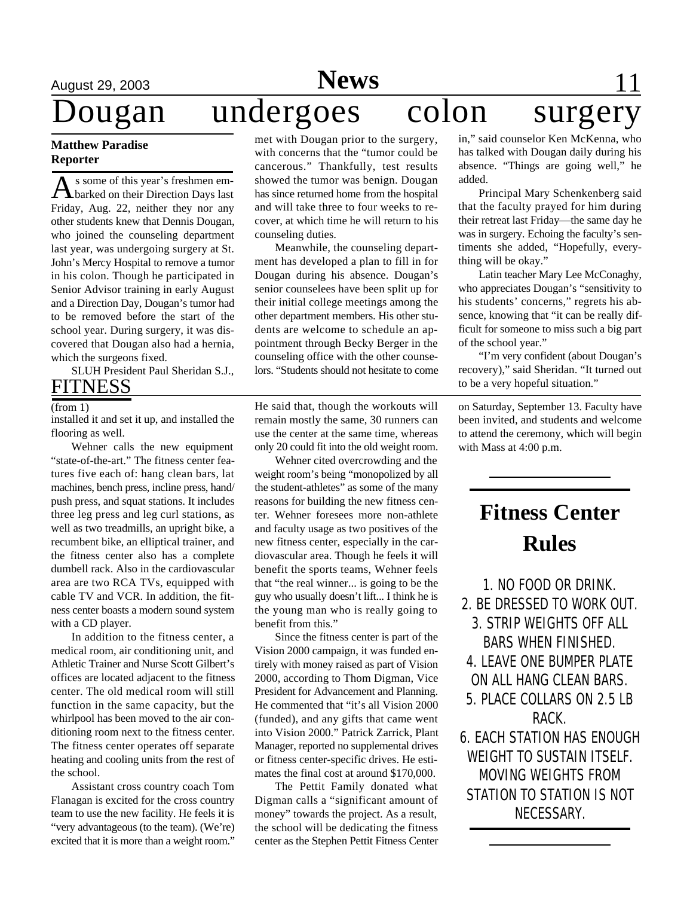# Dougan undergoes colon surgery

**Matthew Paradise**
**Reporter**

As some of this year's freshmen embarked on their Direction Days last Friday, Aug. 22, neither they nor any other students knew that Dennis Dougan, who joined the counseling department last year, was undergoing surgery at St. John's Mercy Hospital to remove a tumor in his colon. Though he participated in Senior Advisor training in early August and a Direction Day, Dougan's tumor had to be removed before the start of the school year. During surgery, it was discovered that Dougan also had a hernia, which the surgeons fixed.

SLUH President Paul Sheridan S.J., met with Dougan prior to the surgery, with concerns that the "tumor could be cancerous." Thankfully, test results showed the tumor was benign. Dougan has since returned home from the hospital and will take three to four weeks to recover, at which time he will return to his counseling duties.

Meanwhile, the counseling department has developed a plan to fill in for Dougan during his absence. Dougan's senior counselees have been split up for their initial college meetings among the other department members. His other students are welcome to schedule an appointment through Becky Berger in the counseling office with the other counselors. "Students should not hesitate to come in," said counselor Ken McKenna, who has talked with Dougan daily during his absence. "Things are going well," he added.

Principal Mary Schenkenberg said that the faculty prayed for him during their retreat last Friday—the same day he was in surgery. Echoing the faculty's sentiments she added, "Hopefully, everything will be okay."

Latin teacher Mary Lee McConaghy, who appreciates Dougan's "sensitivity to his students' concerns," regrets his absence, knowing that "it can be really difficult for someone to miss such a big part of the school year."

"I'm very confident (about Dougan's recovery)," said Sheridan. "It turned out to be a very hopeful situation."

## FITNESS

(from 1)

installed it and set it up, and installed the flooring as well.

Wehner calls the new equipment "state-of-the-art." The fitness center features five each of: hang clean bars, lat machines, bench press, incline press, hand/push press, and squat stations. It includes three leg press and leg curl stations, as well as two treadmills, an upright bike, a recumbent bike, an elliptical trainer, and the fitness center also has a complete dumbell rack. Also in the cardiovascular area are two RCA TVs, equipped with cable TV and VCR. In addition, the fitness center boasts a modern sound system with a CD player.

In addition to the fitness center, a medical room, air conditioning unit, and Athletic Trainer and Nurse Scott Gilbert's offices are located adjacent to the fitness center. The old medical room will still function in the same capacity, but the whirlpool has been moved to the air conditioning room next to the fitness center. The fitness center operates off separate heating and cooling units from the rest of the school.

Assistant cross country coach Tom Flanagan is excited for the cross country team to use the new facility. He feels it is "very advantageous (to the team). (We're) excited that it is more than a weight room." He said that, though the workouts will remain mostly the same, 30 runners can use the center at the same time, whereas only 20 could fit into the old weight room.

Wehner cited overcrowding and the weight room's being "monopolized by all the student-athletes" as some of the many reasons for building the new fitness center. Wehner foresees more non-athlete and faculty usage as two positives of the new fitness center, especially in the cardiovascular area. Though he feels it will benefit the sports teams, Wehner feels that "the real winner... is going to be the guy who usually doesn't lift... I think he is the young man who is really going to benefit from this."

Since the fitness center is part of the Vision 2000 campaign, it was funded entirely with money raised as part of Vision 2000, according to Thom Digman, Vice President for Advancement and Planning. He commented that "it's all Vision 2000 (funded), and any gifts that came went into Vision 2000." Patrick Zarrick, Plant Manager, reported no supplemental drives or fitness center-specific drives. He estimates the final cost at around $170,000.

The Pettit Family donated what Digman calls a "significant amount of money" towards the project. As a result, the school will be dedicating the fitness center as the Stephen Pettit Fitness Center on Saturday, September 13. Faculty have been invited, and students and welcome to attend the ceremony, which will begin with Mass at 4:00 p.m.

## Fitness Center Rules

1. NO FOOD OR DRINK.
2. BE DRESSED TO WORK OUT.
3. STRIP WEIGHTS OFF ALL BARS WHEN FINISHED.
4. LEAVE ONE BUMPER PLATE ON ALL HANG CLEAN BARS.
5. PLACE COLLARS ON 2.5 LB RACK.
6. EACH STATION HAS ENOUGH WEIGHT TO SUSTAIN ITSELF. MOVING WEIGHTS FROM STATION TO STATION IS NOT NECESSARY.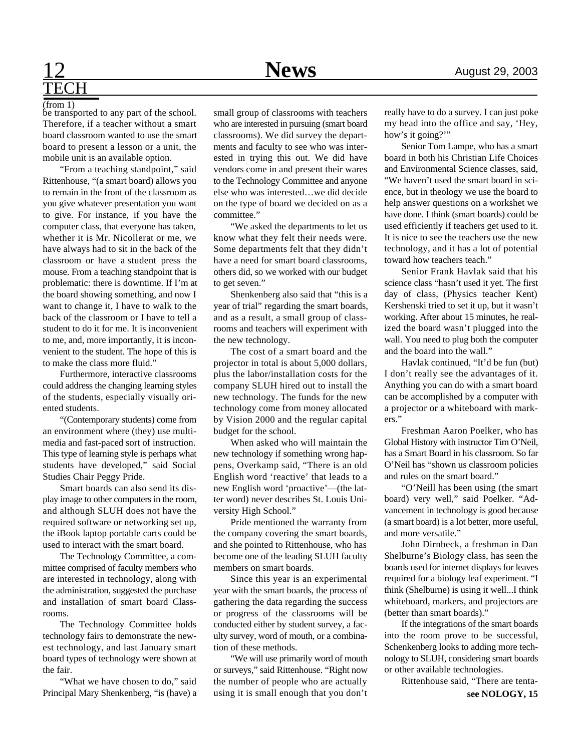## TECH

(from 1)

be transported to any part of the school. Therefore, if a teacher without a smart board classroom wanted to use the smart board to present a lesson or a unit, the mobile unit is an available option.

"From a teaching standpoint," said Rittenhouse, "(a smart board) allows you to remain in the front of the classroom as you give whatever presentation you want to give. For instance, if you have the computer class, that everyone has taken, whether it is Mr. Nicollerat or me, we have always had to sit in the back of the classroom or have a student press the mouse. From a teaching standpoint that is problematic: there is downtime. If I'm at the board showing something, and now I want to change it, I have to walk to the back of the classroom or I have to tell a student to do it for me. It is inconvenient to me, and, more importantly, it is inconvenient to the student. The hope of this is to make the class more fluid."

Furthermore, interactive classrooms could address the changing learning styles of the students, especially visually oriented students.

"(Contemporary students) come from an environment where (they) use multimedia and fast-paced sort of instruction. This type of learning style is perhaps what students have developed," said Social Studies Chair Peggy Pride.

Smart boards can also send its display image to other computers in the room, and although SLUH does not have the required software or networking set up, the iBook laptop portable carts could be used to interact with the smart board.

The Technology Committee, a committee comprised of faculty members who are interested in technology, along with the administration, suggested the purchase and installation of smart board Classrooms.

The Technology Committee holds technology fairs to demonstrate the newest technology, and last January smart board types of technology were shown at the fair.

"What we have chosen to do," said Principal Mary Shenkenberg, "is (have) a small group of classrooms with teachers who are interested in pursuing (smart board classrooms). We did survey the departments and faculty to see who was interested in trying this out. We did have vendors come in and present their wares to the Technology Committee and anyone else who was interested…we did decide on the type of board we decided on as a committee."

"We asked the departments to let us know what they felt their needs were. Some departments felt that they didn't have a need for smart board classrooms, others did, so we worked with our budget to get seven."

Shenkenberg also said that "this is a year of trial" regarding the smart boards, and as a result, a small group of classrooms and teachers will experiment with the new technology.

The cost of a smart board and the projector in total is about 5,000 dollars, plus the labor/installation costs for the company SLUH hired out to install the new technology. The funds for the new technology come from money allocated by Vision 2000 and the regular capital budget for the school.

When asked who will maintain the new technology if something wrong happens, Overkamp said, "There is an old English word 'reactive' that leads to a new English word 'proactive'—(the latter word) never describes St. Louis University High School."

Pride mentioned the warranty from the company covering the smart boards, and she pointed to Rittenhouse, who has become one of the leading SLUH faculty members on smart boards.

Since this year is an experimental year with the smart boards, the process of gathering the data regarding the success or progress of the classrooms will be conducted either by student survey, a faculty survey, word of mouth, or a combination of these methods.

"We will use primarily word of mouth or surveys," said Rittenhouse. "Right now the number of people who are actually using it is small enough that you don't really have to do a survey. I can just poke my head into the office and say, 'Hey, how's it going?'"

Senior Tom Lampe, who has a smart board in both his Christian Life Choices and Environmental Science classes, said, "We haven't used the smart board in science, but in theology we use the board to help answer questions on a workshet we have done. I think (smart boards) could be used efficiently if teachers get used to it. It is nice to see the teachers use the new technology, and it has a lot of potential toward how teachers teach."

Senior Frank Havlak said that his science class "hasn't used it yet. The first day of class, (Physics teacher Kent) Kershenski tried to set it up, but it wasn't working. After about 15 minutes, he realized the board wasn't plugged into the wall. You need to plug both the computer and the board into the wall."

Havlak continued, "It'd be fun (but) I don't really see the advantages of it. Anything you can do with a smart board can be accomplished by a computer with a projector or a whiteboard with markers."

Freshman Aaron Poelker, who has Global History with instructor Tim O'Neil, has a Smart Board in his classroom. So far O'Neil has "shown us classroom policies and rules on the smart board."

"O'Neill has been using (the smart board) very well," said Poelker. "Advancement in technology is good because (a smart board) is a lot better, more useful, and more versatile."

John Dirnbeck, a freshman in Dan Shelburne's Biology class, has seen the boards used for internet displays for leaves required for a biology leaf experiment. "I think (Shelburne) is using it well...I think whiteboard, markers, and projectors are (better than smart boards)."

If the integrations of the smart boards into the room prove to be successful, Schenkenberg looks to adding more technology to SLUH, considering smart boards or other available technologies.

Rittenhouse said, "There are tenta-

**see NOLOGY, 15**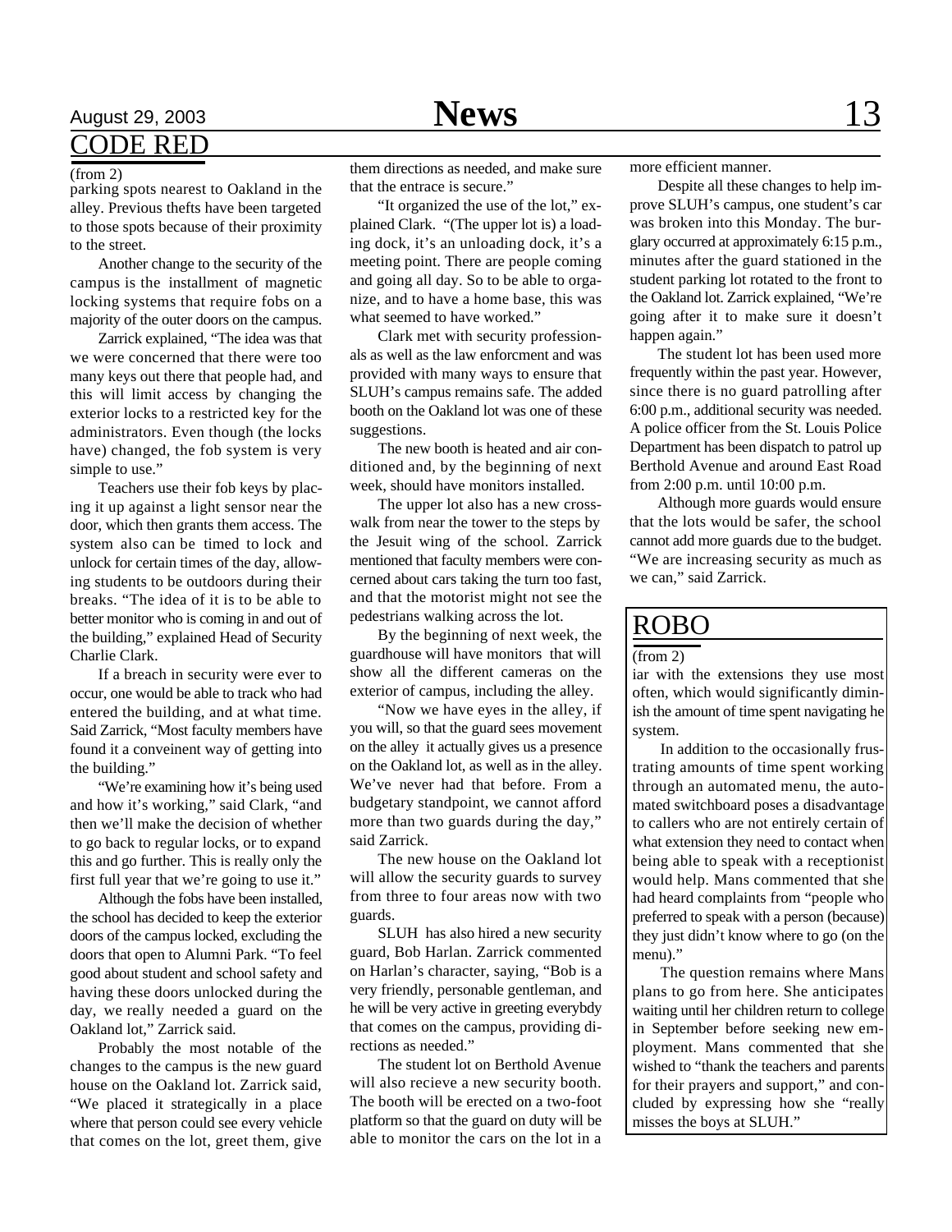## CODE RED

(from 2)

parking spots nearest to Oakland in the alley. Previous thefts have been targeted to those spots because of their proximity to the street.

Another change to the security of the campus is the installment of magnetic locking systems that require fobs on a majority of the outer doors on the campus.

Zarrick explained, "The idea was that we were concerned that there were too many keys out there that people had, and this will limit access by changing the exterior locks to a restricted key for the administrators. Even though (the locks have) changed, the fob system is very simple to use."

Teachers use their fob keys by placing it up against a light sensor near the door, which then grants them access. The system also can be timed to lock and unlock for certain times of the day, allowing students to be outdoors during their breaks. "The idea of it is to be able to better monitor who is coming in and out of the building," explained Head of Security Charlie Clark.

If a breach in security were ever to occur, one would be able to track who had entered the building, and at what time. Said Zarrick, "Most faculty members have found it a conveinent way of getting into the building."

"We're examining how it's being used and how it's working," said Clark, "and then we'll make the decision of whether to go back to regular locks, or to expand this and go further. This is really only the first full year that we're going to use it."

Although the fobs have been installed, the school has decided to keep the exterior doors of the campus locked, excluding the doors that open to Alumni Park. "To feel good about student and school safety and having these doors unlocked during the day, we really needed a guard on the Oakland lot," Zarrick said.

Probably the most notable of the changes to the campus is the new guard house on the Oakland lot. Zarrick said, "We placed it strategically in a place where that person could see every vehicle that comes on the lot, greet them, give them directions as needed, and make sure that the entrace is secure."

"It organized the use of the lot," explained Clark. "(The upper lot is) a loading dock, it's an unloading dock, it's a meeting point. There are people coming and going all day. So to be able to organize, and to have a home base, this was what seemed to have worked."

Clark met with security professionals as well as the law enforcment and was provided with many ways to ensure that SLUH's campus remains safe. The added booth on the Oakland lot was one of these suggestions.

The new booth is heated and air conditioned and, by the beginning of next week, should have monitors installed.

The upper lot also has a new crosswalk from near the tower to the steps by the Jesuit wing of the school. Zarrick mentioned that faculty members were concerned about cars taking the turn too fast, and that the motorist might not see the pedestrians walking across the lot.

By the beginning of next week, the guardhouse will have monitors that will show all the different cameras on the exterior of campus, including the alley.

"Now we have eyes in the alley, if you will, so that the guard sees movement on the alley it actually gives us a presence on the Oakland lot, as well as in the alley. We've never had that before. From a budgetary standpoint, we cannot afford more than two guards during the day," said Zarrick.

The new house on the Oakland lot will allow the security guards to survey from three to four areas now with two guards.

SLUH has also hired a new security guard, Bob Harlan. Zarrick commented on Harlan's character, saying, "Bob is a very friendly, personable gentleman, and he will be very active in greeting everybdy that comes on the campus, providing directions as needed."

The student lot on Berthold Avenue will also recieve a new security booth. The booth will be erected on a two-foot platform so that the guard on duty will be able to monitor the cars on the lot in a more efficient manner.

Despite all these changes to help improve SLUH's campus, one student's car was broken into this Monday. The burglary occurred at approximately 6:15 p.m., minutes after the guard stationed in the student parking lot rotated to the front to the Oakland lot. Zarrick explained, "We're going after it to make sure it doesn't happen again."

The student lot has been used more frequently within the past year. However, since there is no guard patrolling after 6:00 p.m., additional security was needed. A police officer from the St. Louis Police Department has been dispatch to patrol up Berthold Avenue and around East Road from 2:00 p.m. until 10:00 p.m.

Although more guards would ensure that the lots would be safer, the school cannot add more guards due to the budget. "We are increasing security as much as we can," said Zarrick.

## ROBO

(from 2)

iar with the extensions they use most often, which would significantly diminish the amount of time spent navigating he system.

In addition to the occasionally frustrating amounts of time spent working through an automated menu, the automated switchboard poses a disadvantage to callers who are not entirely certain of what extension they need to contact when being able to speak with a receptionist would help. Mans commented that she had heard complaints from "people who preferred to speak with a person (because) they just didn't know where to go (on the menu)."

The question remains where Mans plans to go from here. She anticipates waiting until her children return to college in September before seeking new employment. Mans commented that she wished to "thank the teachers and parents for their prayers and support," and concluded by expressing how she "really misses the boys at SLUH."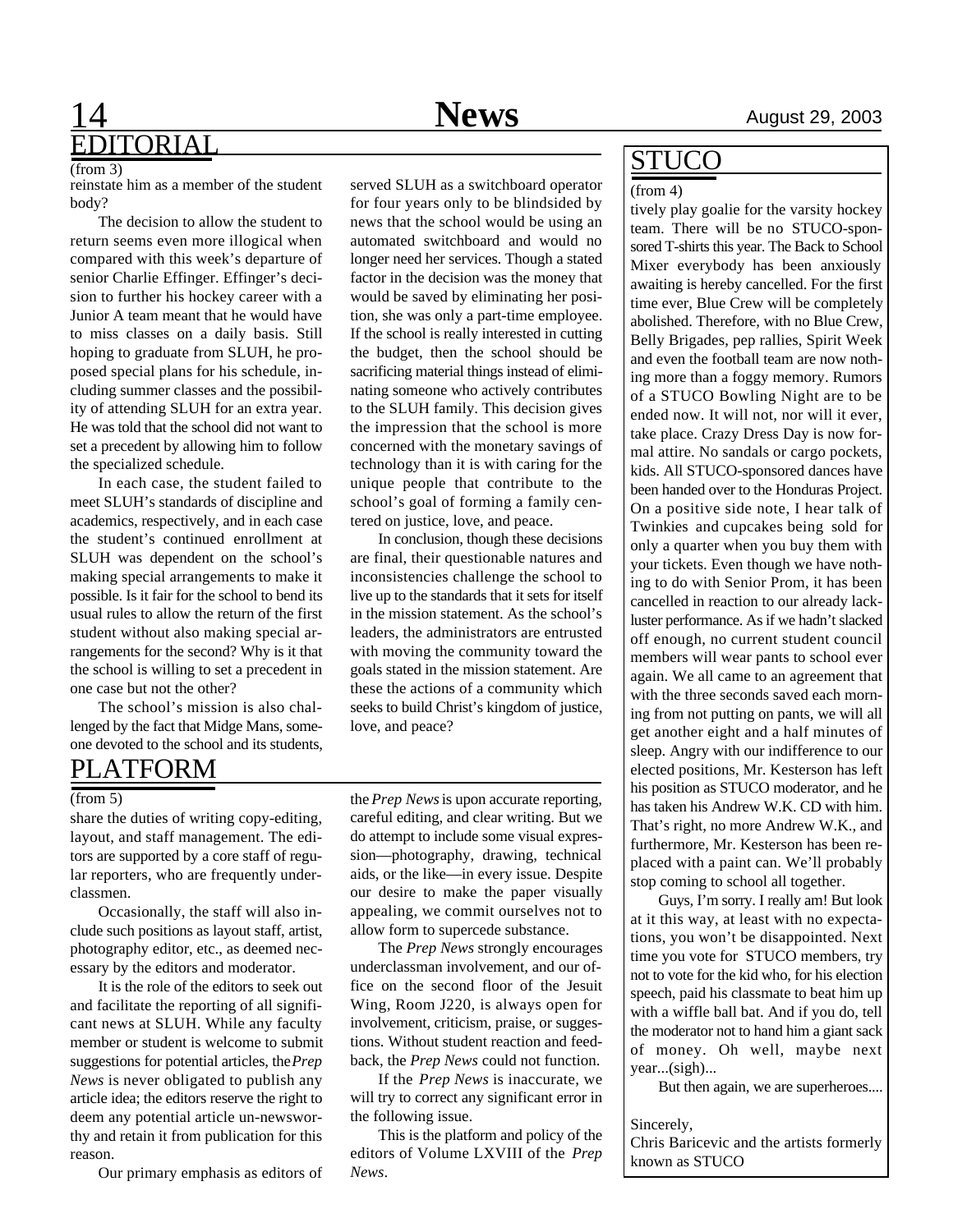## EDITORIAL

(from 3)

reinstate him as a member of the student body?

The decision to allow the student to return seems even more illogical when compared with this week's departure of senior Charlie Effinger. Effinger's decision to further his hockey career with a Junior A team meant that he would have to miss classes on a daily basis. Still hoping to graduate from SLUH, he proposed special plans for his schedule, including summer classes and the possibility of attending SLUH for an extra year. He was told that the school did not want to set a precedent by allowing him to follow the specialized schedule.

In each case, the student failed to meet SLUH's standards of discipline and academics, respectively, and in each case the student's continued enrollment at SLUH was dependent on the school's making special arrangements to make it possible. Is it fair for the school to bend its usual rules to allow the return of the first student without also making special arrangements for the second? Why is it that the school is willing to set a precedent in one case but not the other?

The school's mission is also challenged by the fact that Midge Mans, someone devoted to the school and its students, served SLUH as a switchboard operator for four years only to be blindsided by news that the school would be using an automated switchboard and would no longer need her services. Though a stated factor in the decision was the money that would be saved by eliminating her position, she was only a part-time employee. If the school is really interested in cutting the budget, then the school should be sacrificing material things instead of eliminating someone who actively contributes to the SLUH family. This decision gives the impression that the school is more concerned with the monetary savings of technology than it is with caring for the unique people that contribute to the school's goal of forming a family centered on justice, love, and peace.

In conclusion, though these decisions are final, their questionable natures and inconsistencies challenge the school to live up to the standards that it sets for itself in the mission statement. As the school's leaders, the administrators are entrusted with moving the community toward the goals stated in the mission statement. Are these the actions of a community which seeks to build Christ's kingdom of justice, love, and peace?

## PLATFORM

(from 5)

share the duties of writing copy-editing, layout, and staff management. The editors are supported by a core staff of regular reporters, who are frequently underclassmen.

Occasionally, the staff will also include such positions as layout staff, artist, photography editor, etc., as deemed necessary by the editors and moderator.

It is the role of the editors to seek out and facilitate the reporting of all significant news at SLUH. While any faculty member or student is welcome to submit suggestions for potential articles, the *Prep News* is never obligated to publish any article idea; the editors reserve the right to deem any potential article un-newsworthy and retain it from publication for this reason.

Our primary emphasis as editors of the *Prep News* is upon accurate reporting, careful editing, and clear writing. But we do attempt to include some visual expression—photography, drawing, technical aids, or the like—in every issue. Despite our desire to make the paper visually appealing, we commit ourselves not to allow form to supercede substance.

The *Prep News* strongly encourages underclassman involvement, and our office on the second floor of the Jesuit Wing, Room J220, is always open for involvement, criticism, praise, or suggestions. Without student reaction and feedback, the *Prep News* could not function.

If the *Prep News* is inaccurate, we will try to correct any significant error in the following issue.

This is the platform and policy of the editors of Volume LXVIII of the *Prep News*.

## STUCO

(from 4)

tively play goalie for the varsity hockey team. There will be no STUCO-sponsored T-shirts this year. The Back to School Mixer everybody has been anxiously awaiting is hereby cancelled. For the first time ever, Blue Crew will be completely abolished. Therefore, with no Blue Crew, Belly Brigades, pep rallies, Spirit Week and even the football team are now nothing more than a foggy memory. Rumors of a STUCO Bowling Night are to be ended now. It will not, nor will it ever, take place. Crazy Dress Day is now formal attire. No sandals or cargo pockets, kids. All STUCO-sponsored dances have been handed over to the Honduras Project. On a positive side note, I hear talk of Twinkies and cupcakes being sold for only a quarter when you buy them with your tickets. Even though we have nothing to do with Senior Prom, it has been cancelled in reaction to our already lackluster performance. As if we hadn't slacked off enough, no current student council members will wear pants to school ever again. We all came to an agreement that with the three seconds saved each morning from not putting on pants, we will all get another eight and a half minutes of sleep. Angry with our indifference to our elected positions, Mr. Kesterson has left his position as STUCO moderator, and he has taken his Andrew W.K. CD with him. That's right, no more Andrew W.K., and furthermore, Mr. Kesterson has been replaced with a paint can. We'll probably stop coming to school all together.

Guys, I'm sorry. I really am! But look at it this way, at least with no expectations, you won't be disappointed. Next time you vote for STUCO members, try not to vote for the kid who, for his election speech, paid his classmate to beat him up with a wiffle ball bat. And if you do, tell the moderator not to hand him a giant sack of money. Oh well, maybe next year...(sigh)...

But then again, we are superheroes....

Sincerely,
Chris Baricevic and the artists formerly known as STUCO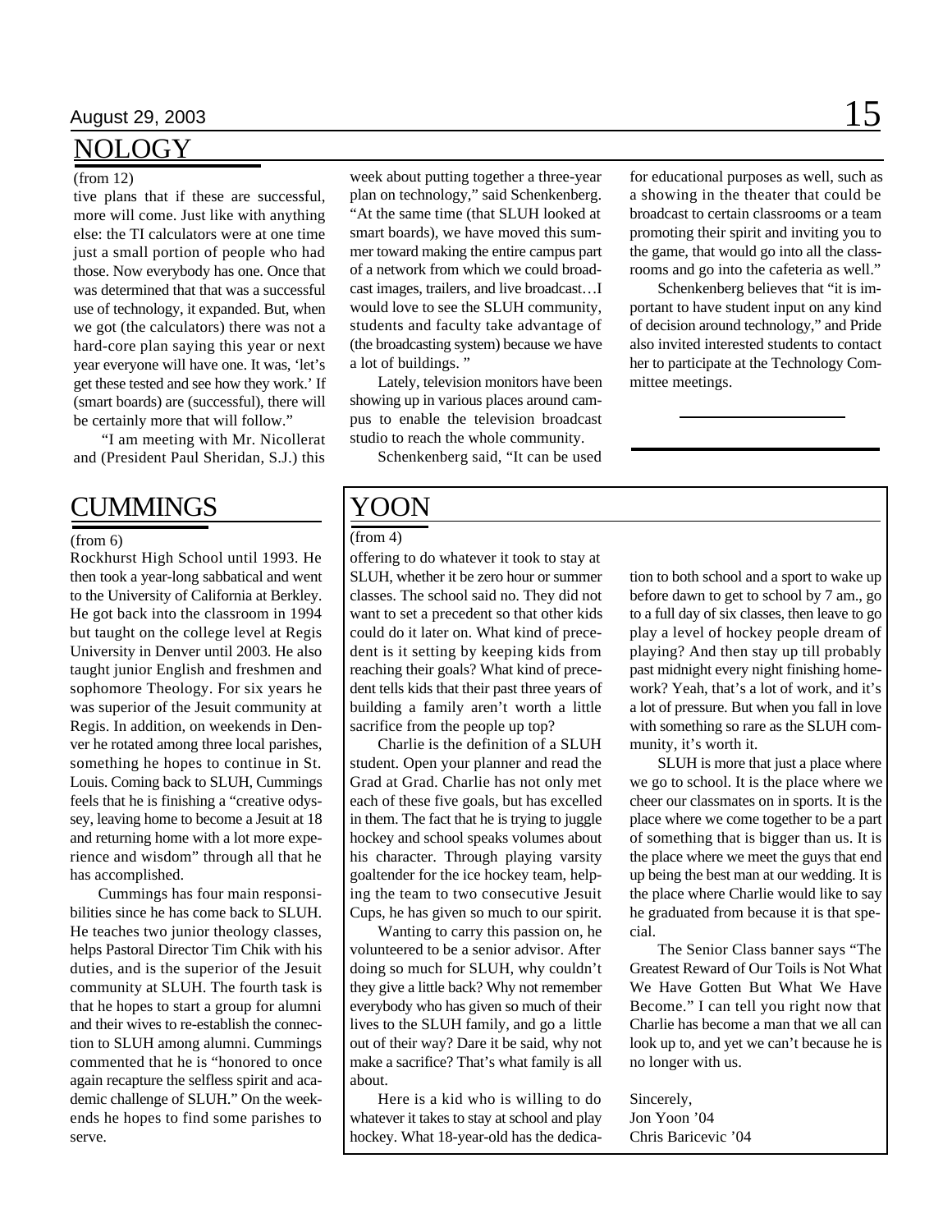## NOLOGY

(from 12)

tive plans that if these are successful, more will come. Just like with anything else: the TI calculators were at one time just a small portion of people who had those. Now everybody has one. Once that was determined that that was a successful use of technology, it expanded. But, when we got (the calculators) there was not a hard-core plan saying this year or next year everyone will have one. It was, 'let's get these tested and see how they work.' If (smart boards) are (successful), there will be certainly more that will follow."

"I am meeting with Mr. Nicollerat and (President Paul Sheridan, S.J.) this week about putting together a three-year plan on technology," said Schenkenberg. "At the same time (that SLUH looked at smart boards), we have moved this summer toward making the entire campus part of a network from which we could broadcast images, trailers, and live broadcast…I would love to see the SLUH community, students and faculty take advantage of (the broadcasting system) because we have a lot of buildings. "

Lately, television monitors have been showing up in various places around campus to enable the television broadcast studio to reach the whole community.

Schenkenberg said, "It can be used for educational purposes as well, such as a showing in the theater that could be broadcast to certain classrooms or a team promoting their spirit and inviting you to the game, that would go into all the classrooms and go into the cafeteria as well."

Schenkenberg believes that "it is important to have student input on any kind of decision around technology," and Pride also invited interested students to contact her to participate at the Technology Committee meetings.

## CUMMINGS

(from 6)

Rockhurst High School until 1993. He then took a year-long sabbatical and went to the University of California at Berkley. He got back into the classroom in 1994 but taught on the college level at Regis University in Denver until 2003. He also taught junior English and freshmen and sophomore Theology. For six years he was superior of the Jesuit community at Regis. In addition, on weekends in Denver he rotated among three local parishes, something he hopes to continue in St. Louis. Coming back to SLUH, Cummings feels that he is finishing a "creative odyssey, leaving home to become a Jesuit at 18 and returning home with a lot more experience and wisdom" through all that he has accomplished.

Cummings has four main responsibilities since he has come back to SLUH. He teaches two junior theology classes, helps Pastoral Director Tim Chik with his duties, and is the superior of the Jesuit community at SLUH. The fourth task is that he hopes to start a group for alumni and their wives to re-establish the connection to SLUH among alumni. Cummings commented that he is "honored to once again recapture the selfless spirit and academic challenge of SLUH." On the weekends he hopes to find some parishes to serve.

## YOON

(from 4)

offering to do whatever it took to stay at SLUH, whether it be zero hour or summer classes. The school said no. They did not want to set a precedent so that other kids could do it later on. What kind of precedent is it setting by keeping kids from reaching their goals? What kind of precedent tells kids that their past three years of building a family aren't worth a little sacrifice from the people up top?

Charlie is the definition of a SLUH student. Open your planner and read the Grad at Grad. Charlie has not only met each of these five goals, but has excelled in them. The fact that he is trying to juggle hockey and school speaks volumes about his character. Through playing varsity goaltender for the ice hockey team, helping the team to two consecutive Jesuit Cups, he has given so much to our spirit.

Wanting to carry this passion on, he volunteered to be a senior advisor. After doing so much for SLUH, why couldn't they give a little back? Why not remember everybody who has given so much of their lives to the SLUH family, and go a little out of their way? Dare it be said, why not make a sacrifice? That's what family is all about.

Here is a kid who is willing to do whatever it takes to stay at school and play hockey. What 18-year-old has the dedication to both school and a sport to wake up before dawn to get to school by 7 am., go to a full day of six classes, then leave to go play a level of hockey people dream of playing? And then stay up till probably past midnight every night finishing homework? Yeah, that's a lot of work, and it's a lot of pressure. But when you fall in love with something so rare as the SLUH community, it's worth it.

SLUH is more that just a place where we go to school. It is the place where we cheer our classmates on in sports. It is the place where we come together to be a part of something that is bigger than us. It is the place where we meet the guys that end up being the best man at our wedding. It is the place where Charlie would like to say he graduated from because it is that special.

The Senior Class banner says "The Greatest Reward of Our Toils is Not What We Have Gotten But What We Have Become." I can tell you right now that Charlie has become a man that we all can look up to, and yet we can't because he is no longer with us.

Sincerely,
Jon Yoon '04
Chris Baricevic '04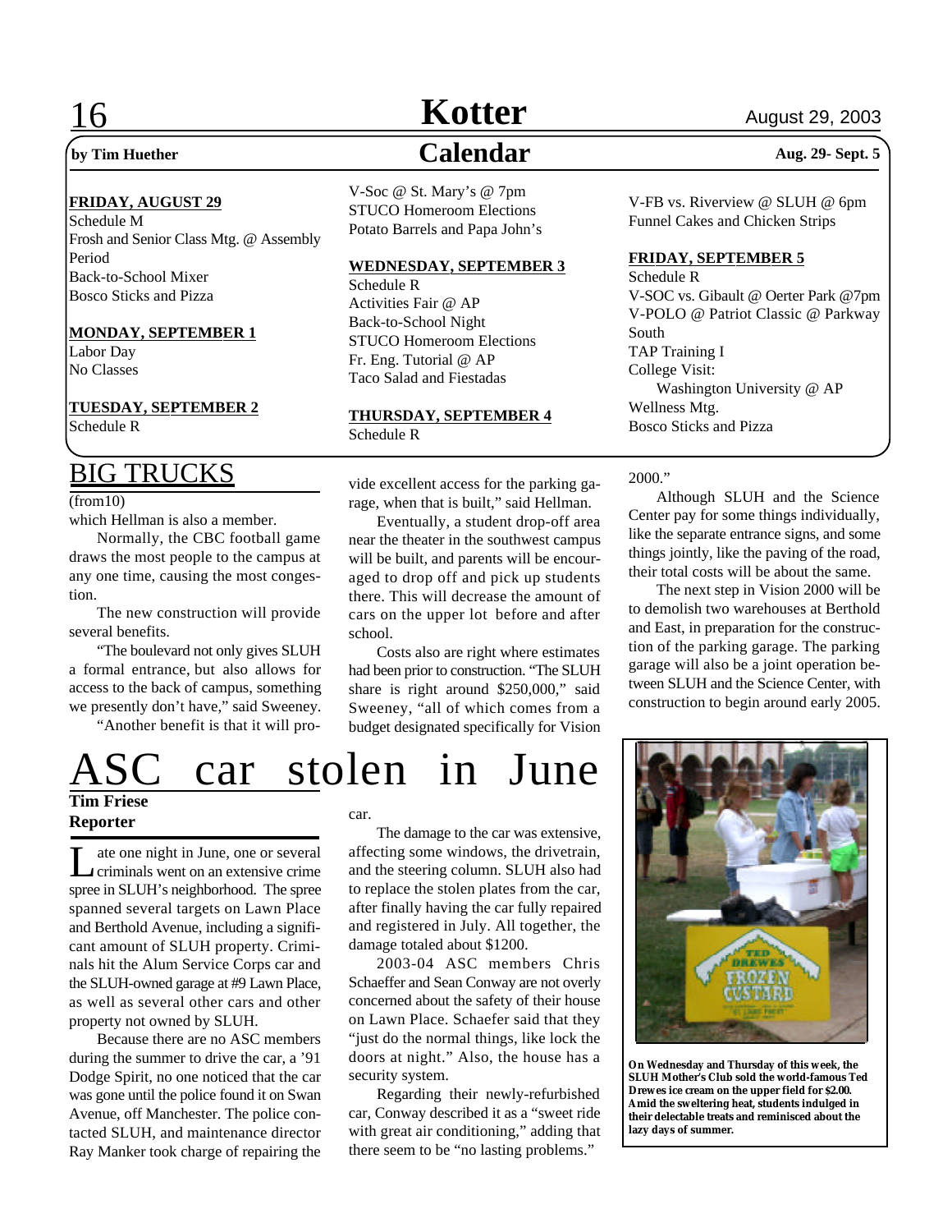# Kotter Calendar

**by Tim Huether**

**Aug. 29- Sept. 5**

**FRIDAY, AUGUST 29**
Schedule M
Frosh and Senior Class Mtg. @ Assembly Period
Back-to-School Mixer
Bosco Sticks and Pizza

**MONDAY, SEPTEMBER 1**
Labor Day
No Classes

**TUESDAY, SEPTEMBER 2**
Schedule R
V-Soc @ St. Mary's @ 7pm
STUCO Homeroom Elections
Potato Barrels and Papa John's

**WEDNESDAY, SEPTEMBER 3**
Schedule R
Activities Fair @ AP
Back-to-School Night
STUCO Homeroom Elections
Fr. Eng. Tutorial @ AP
Taco Salad and Fiestadas

**THURSDAY, SEPTEMBER 4**
Schedule R
V-FB vs. Riverview @ SLUH @ 6pm
Funnel Cakes and Chicken Strips

**FRIDAY, SEPTEMBER 5**
Schedule R
V-SOC vs. Gibault @ Oerter Park @7pm
V-POLO @ Patriot Classic @ Parkway South
TAP Training I
College Visit:
Washington University @ AP
Wellness Mtg.
Bosco Sticks and Pizza

## BIG TRUCKS

(from10)

which Hellman is also a member.

Normally, the CBC football game draws the most people to the campus at any one time, causing the most congestion.

The new construction will provide several benefits.

"The boulevard not only gives SLUH a formal entrance, but also allows for access to the back of campus, something we presently don't have," said Sweeney.

"Another benefit is that it will provide excellent access for the parking garage, when that is built," said Hellman.

Eventually, a student drop-off area near the theater in the southwest campus will be built, and parents will be encouraged to drop off and pick up students there. This will decrease the amount of cars on the upper lot before and after school.

Costs also are right where estimates had been prior to construction. "The SLUH share is right around $250,000," said Sweeney, "all of which comes from a budget designated specifically for Vision 2000."

Although SLUH and the Science Center pay for some things individually, like the separate entrance signs, and some things jointly, like the paving of the road, their total costs will be about the same.

The next step in Vision 2000 will be to demolish two warehouses at Berthold and East, in preparation for the construction of the parking garage. The parking garage will also be a joint operation between SLUH and the Science Center, with construction to begin around early 2005.

# ASC car stolen in June

**Tim Friese**
**Reporter**

Late one night in June, one or several criminals went on an extensive crime spree in SLUH's neighborhood. The spree spanned several targets on Lawn Place and Berthold Avenue, including a significant amount of SLUH property. Criminals hit the Alum Service Corps car and the SLUH-owned garage at #9 Lawn Place, as well as several other cars and other property not owned by SLUH.

Because there are no ASC members during the summer to drive the car, a '91 Dodge Spirit, no one noticed that the car was gone until the police found it on Swan Avenue, off Manchester. The police contacted SLUH, and maintenance director Ray Manker took charge of repairing the car.

The damage to the car was extensive, affecting some windows, the drivetrain, and the steering column. SLUH also had to replace the stolen plates from the car, after finally having the car fully repaired and registered in July. All together, the damage totaled about $1200.

2003-04 ASC members Chris Schaeffer and Sean Conway are not overly concerned about the safety of their house on Lawn Place. Schaefer said that they "just do the normal things, like lock the doors at night." Also, the house has a security system.

Regarding their newly-refurbished car, Conway described it as a "sweet ride with great air conditioning," adding that there seem to be "no lasting problems."

**On Wednesday and Thursday of this week, the SLUH Mother's Club sold the world-famous Ted Drewes ice cream on the upper field for $2.00. Amid the sweltering heat, students indulged in their delectable treats and reminisced about the lazy days of summer.**